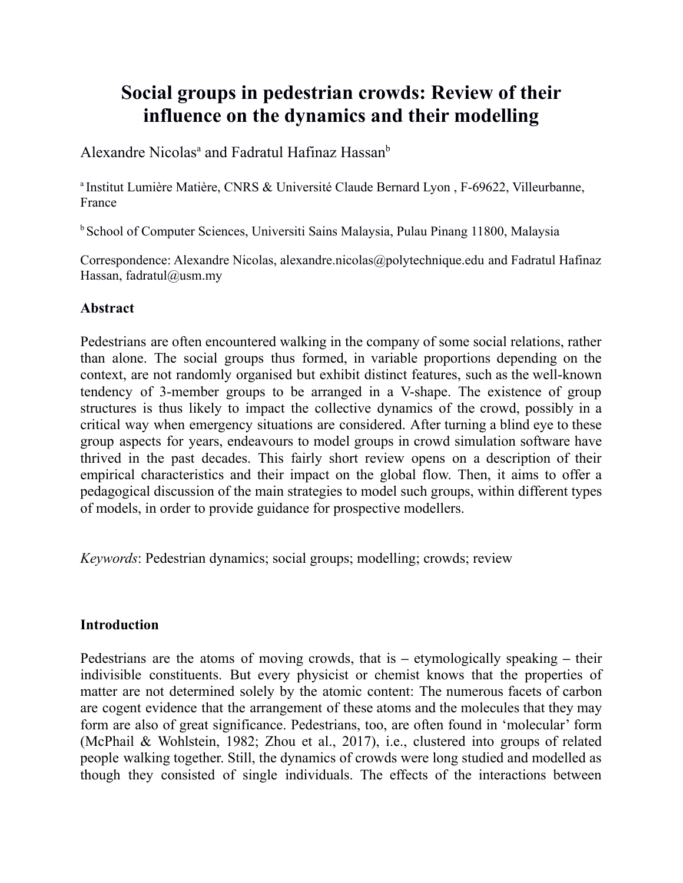# Social groups in pedestrian crowds: Review of their influence on the dynamics and their modelling

Alexandre Nicolas[a] and Fadratul Hafinaz Hassan[b]

[a] Institut Lumière Matière, CNRS & Université Claude Bernard Lyon , F-69622, Villeurbanne, France

[b] School of Computer Sciences, Universiti Sains Malaysia, Pulau Pinang 11800, Malaysia

Correspondence: Alexandre Nicolas, alexandre.nicolas@polytechnique.edu and Fadratul Hafinaz Hassan, fadratul@usm.my

**Abstract**

Pedestrians are often encountered walking in the company of some social relations, rather than alone. The social groups thus formed, in variable proportions depending on the context, are not randomly organised but exhibit distinct features, such as the well-known tendency of 3-member groups to be arranged in a V-shape. The existence of group structures is thus likely to impact the collective dynamics of the crowd, possibly in a critical way when emergency situations are considered. After turning a blind eye to these group aspects for years, endeavours to model groups in crowd simulation software have thrived in the past decades. This fairly short review opens on a description of their empirical characteristics and their impact on the global flow. Then, it aims to offer a pedagogical discussion of the main strategies to model such groups, within different types of models, in order to provide guidance for prospective modellers.

*Keywords*: Pedestrian dynamics; social groups; modelling; crowds; review

**Introduction**

Pedestrians are the atoms of moving crowds, that is – etymologically speaking – their indivisible constituents. But every physicist or chemist knows that the properties of matter are not determined solely by the atomic content: The numerous facets of carbon are cogent evidence that the arrangement of these atoms and the molecules that they may form are also of great significance. Pedestrians, too, are often found in 'molecular' form (McPhail & Wohlstein, 1982; Zhou et al., 2017), i.e., clustered into groups of related people walking together. Still, the dynamics of crowds were long studied and modelled as though they consisted of single individuals. The effects of the interactions between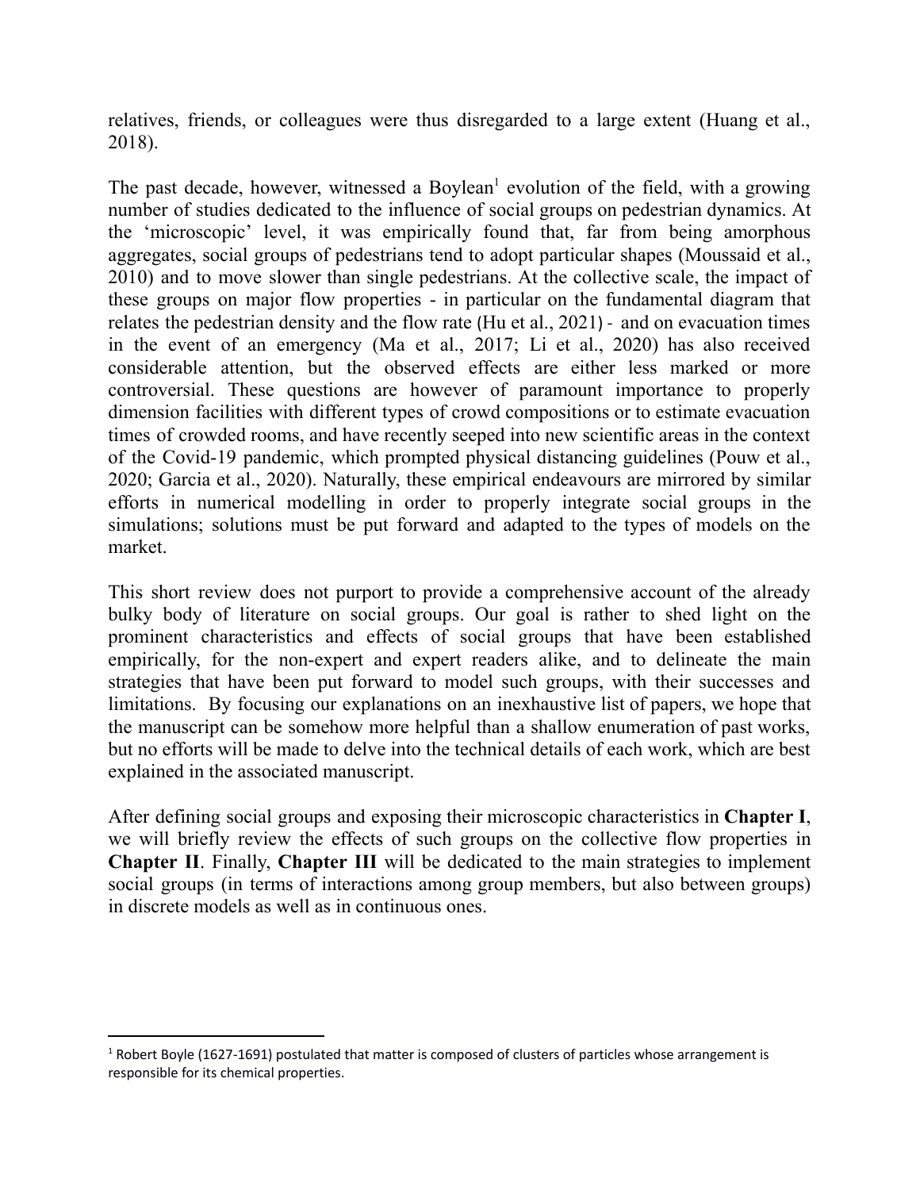relatives, friends, or colleagues were thus disregarded to a large extent (Huang et al., 2018).

The past decade, however, witnessed a Boylean[1] evolution of the field, with a growing number of studies dedicated to the influence of social groups on pedestrian dynamics. At the 'microscopic' level, it was empirically found that, far from being amorphous aggregates, social groups of pedestrians tend to adopt particular shapes (Moussaid et al., 2010) and to move slower than single pedestrians. At the collective scale, the impact of these groups on major flow properties - in particular on the fundamental diagram that relates the pedestrian density and the flow rate (Hu et al., 2021) - and on evacuation times in the event of an emergency (Ma et al., 2017; Li et al., 2020) has also received considerable attention, but the observed effects are either less marked or more controversial. These questions are however of paramount importance to properly dimension facilities with different types of crowd compositions or to estimate evacuation times of crowded rooms, and have recently seeped into new scientific areas in the context of the Covid-19 pandemic, which prompted physical distancing guidelines (Pouw et al., 2020; Garcia et al., 2020). Naturally, these empirical endeavours are mirrored by similar efforts in numerical modelling in order to properly integrate social groups in the simulations; solutions must be put forward and adapted to the types of models on the market.

This short review does not purport to provide a comprehensive account of the already bulky body of literature on social groups. Our goal is rather to shed light on the prominent characteristics and effects of social groups that have been established empirically, for the non-expert and expert readers alike, and to delineate the main strategies that have been put forward to model such groups, with their successes and limitations. By focusing our explanations on an inexhaustive list of papers, we hope that the manuscript can be somehow more helpful than a shallow enumeration of past works, but no efforts will be made to delve into the technical details of each work, which are best explained in the associated manuscript.

After defining social groups and exposing their microscopic characteristics in **Chapter I**, we will briefly review the effects of such groups on the collective flow properties in **Chapter II**. Finally, **Chapter III** will be dedicated to the main strategies to implement social groups (in terms of interactions among group members, but also between groups) in discrete models as well as in continuous ones.

[1] Robert Boyle (1627-1691) postulated that matter is composed of clusters of particles whose arrangement is responsible for its chemical properties.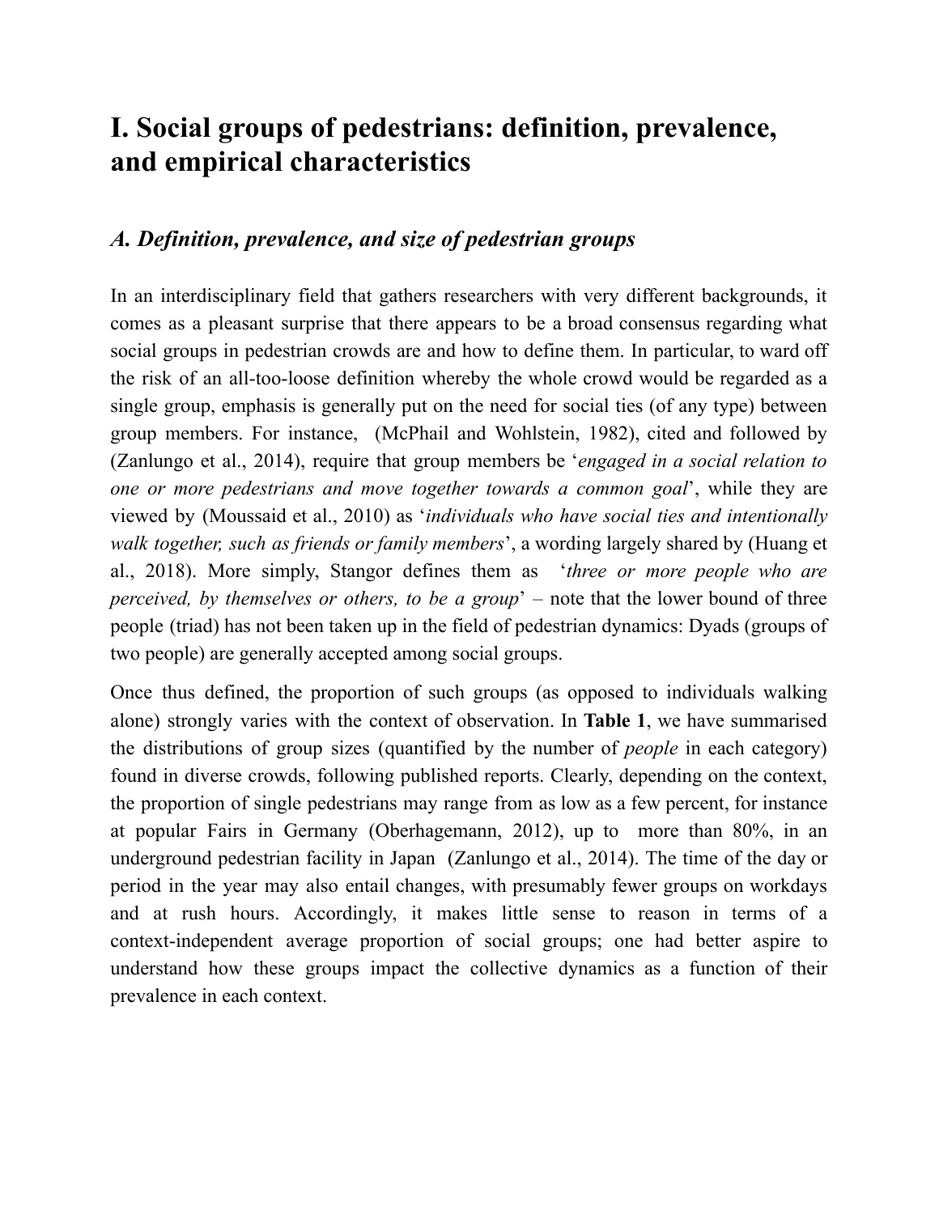# I. Social groups of pedestrians: definition, prevalence, and empirical characteristics

## *A. Definition, prevalence, and size of pedestrian groups*

In an interdisciplinary field that gathers researchers with very different backgrounds, it comes as a pleasant surprise that there appears to be a broad consensus regarding what social groups in pedestrian crowds are and how to define them. In particular, to ward off the risk of an all-too-loose definition whereby the whole crowd would be regarded as a single group, emphasis is generally put on the need for social ties (of any type) between group members. For instance, (McPhail and Wohlstein, 1982), cited and followed by (Zanlungo et al., 2014), require that group members be '*engaged in a social relation to one or more pedestrians and move together towards a common goal*', while they are viewed by (Moussaid et al., 2010) as '*individuals who have social ties and intentionally walk together, such as friends or family members*', a wording largely shared by (Huang et al., 2018). More simply, Stangor defines them as '*three or more people who are perceived, by themselves or others, to be a group*' – note that the lower bound of three people (triad) has not been taken up in the field of pedestrian dynamics: Dyads (groups of two people) are generally accepted among social groups.

Once thus defined, the proportion of such groups (as opposed to individuals walking alone) strongly varies with the context of observation. In **Table 1**, we have summarised the distributions of group sizes (quantified by the number of *people* in each category) found in diverse crowds, following published reports. Clearly, depending on the context, the proportion of single pedestrians may range from as low as a few percent, for instance at popular Fairs in Germany (Oberhagemann, 2012), up to more than 80%, in an underground pedestrian facility in Japan (Zanlungo et al., 2014). The time of the day or period in the year may also entail changes, with presumably fewer groups on workdays and at rush hours. Accordingly, it makes little sense to reason in terms of a context-independent average proportion of social groups; one had better aspire to understand how these groups impact the collective dynamics as a function of their prevalence in each context.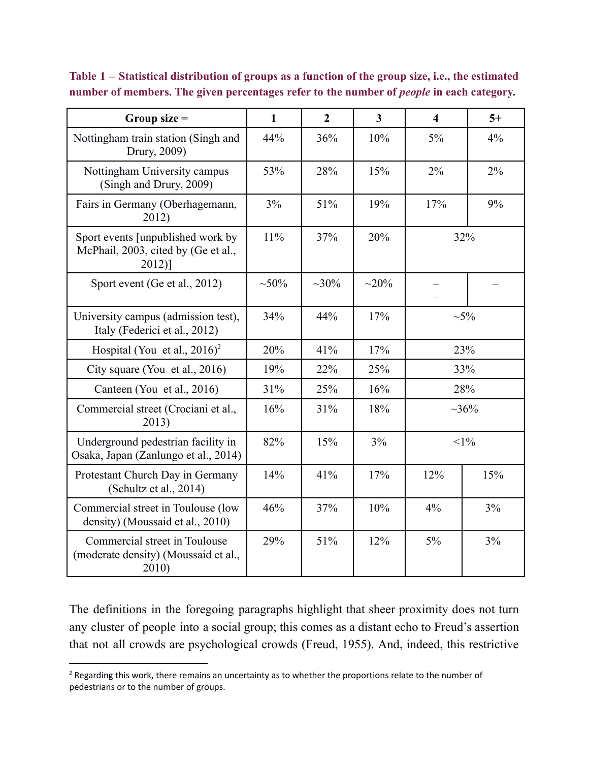**Table 1 – Statistical distribution of groups as a function of the group size, i.e., the estimated number of members. The given percentages refer to the number of *people* in each category.**

| Group size = | 1 | 2 | 3 | 4 | 5+ |
|---|---|---|---|---|---|
| Nottingham train station (Singh and Drury, 2009) | 44% | 36% | 10% | 5% | 4% |
| Nottingham University campus (Singh and Drury, 2009) | 53% | 28% | 15% | 2% | 2% |
| Fairs in Germany (Oberhagemann, 2012) | 3% | 51% | 19% | 17% | 9% |
| Sport events [unpublished work by McPhail, 2003, cited by (Ge et al., 2012)] | 11% | 37% | 20% | 32% | |
| Sport event (Ge et al., 2012) | ~50% | ~30% | ~20% | – – | – |
| University campus (admission test), Italy (Federici et al., 2012) | 34% | 44% | 17% | ~5% | |
| Hospital (You et al., 2016)[2] | 20% | 41% | 17% | 23% | |
| City square (You et al., 2016) | 19% | 22% | 25% | 33% | |
| Canteen (You et al., 2016) | 31% | 25% | 16% | 28% | |
| Commercial street (Crociani et al., 2013) | 16% | 31% | 18% | ~36% | |
| Underground pedestrian facility in Osaka, Japan (Zanlungo et al., 2014) | 82% | 15% | 3% | <1% | |
| Protestant Church Day in Germany (Schultz et al., 2014) | 14% | 41% | 17% | 12% | 15% |
| Commercial street in Toulouse (low density) (Moussaid et al., 2010) | 46% | 37% | 10% | 4% | 3% |
| Commercial street in Toulouse (moderate density) (Moussaid et al., 2010) | 29% | 51% | 12% | 5% | 3% |

The definitions in the foregoing paragraphs highlight that sheer proximity does not turn any cluster of people into a social group; this comes as a distant echo to Freud's assertion that not all crowds are psychological crowds (Freud, 1955). And, indeed, this restrictive

[2] Regarding this work, there remains an uncertainty as to whether the proportions relate to the number of pedestrians or to the number of groups.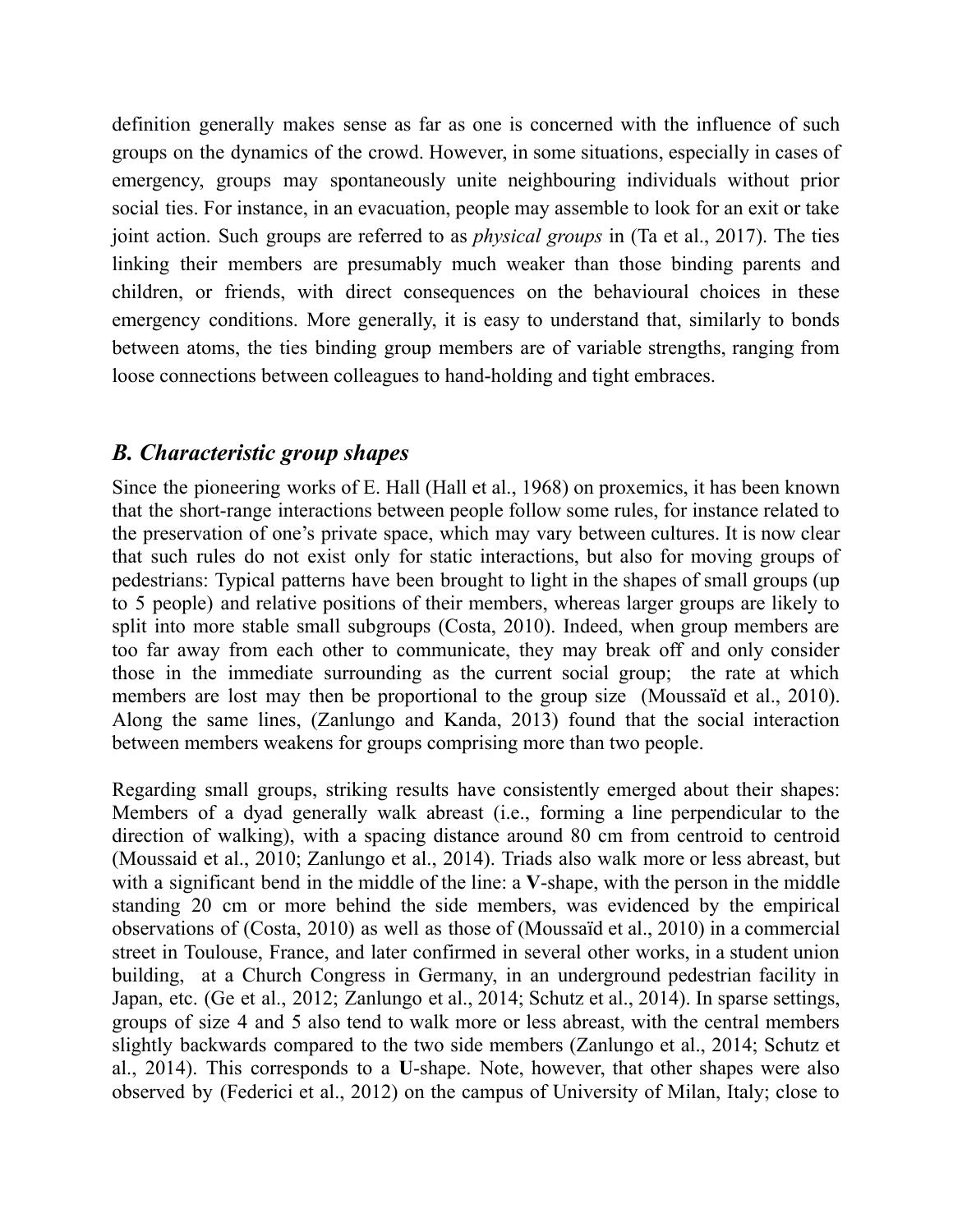definition generally makes sense as far as one is concerned with the influence of such groups on the dynamics of the crowd. However, in some situations, especially in cases of emergency, groups may spontaneously unite neighbouring individuals without prior social ties. For instance, in an evacuation, people may assemble to look for an exit or take joint action. Such groups are referred to as *physical groups* in (Ta et al., 2017). The ties linking their members are presumably much weaker than those binding parents and children, or friends, with direct consequences on the behavioural choices in these emergency conditions. More generally, it is easy to understand that, similarly to bonds between atoms, the ties binding group members are of variable strengths, ranging from loose connections between colleagues to hand-holding and tight embraces.

### *B. Characteristic group shapes*

Since the pioneering works of E. Hall (Hall et al., 1968) on proxemics, it has been known that the short-range interactions between people follow some rules, for instance related to the preservation of one's private space, which may vary between cultures. It is now clear that such rules do not exist only for static interactions, but also for moving groups of pedestrians: Typical patterns have been brought to light in the shapes of small groups (up to 5 people) and relative positions of their members, whereas larger groups are likely to split into more stable small subgroups (Costa, 2010). Indeed, when group members are too far away from each other to communicate, they may break off and only consider those in the immediate surrounding as the current social group; the rate at which members are lost may then be proportional to the group size (Moussaïd et al., 2010). Along the same lines, (Zanlungo and Kanda, 2013) found that the social interaction between members weakens for groups comprising more than two people.

Regarding small groups, striking results have consistently emerged about their shapes: Members of a dyad generally walk abreast (i.e., forming a line perpendicular to the direction of walking), with a spacing distance around 80 cm from centroid to centroid (Moussaid et al., 2010; Zanlungo et al., 2014). Triads also walk more or less abreast, but with a significant bend in the middle of the line: a **V**-shape, with the person in the middle standing 20 cm or more behind the side members, was evidenced by the empirical observations of (Costa, 2010) as well as those of (Moussaïd et al., 2010) in a commercial street in Toulouse, France, and later confirmed in several other works, in a student union building, at a Church Congress in Germany, in an underground pedestrian facility in Japan, etc. (Ge et al., 2012; Zanlungo et al., 2014; Schutz et al., 2014). In sparse settings, groups of size 4 and 5 also tend to walk more or less abreast, with the central members slightly backwards compared to the two side members (Zanlungo et al., 2014; Schutz et al., 2014). This corresponds to a **U**-shape. Note, however, that other shapes were also observed by (Federici et al., 2012) on the campus of University of Milan, Italy; close to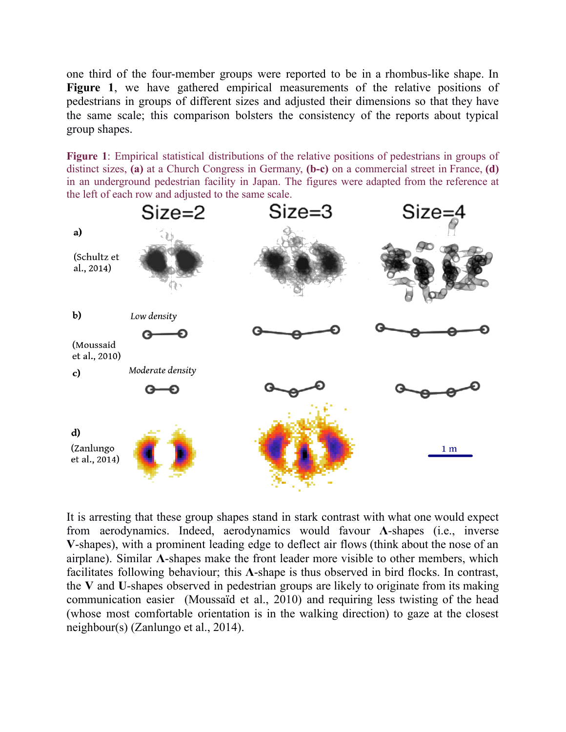one third of the four-member groups were reported to be in a rhombus-like shape. In **Figure 1**, we have gathered empirical measurements of the relative positions of pedestrians in groups of different sizes and adjusted their dimensions so that they have the same scale; this comparison bolsters the consistency of the reports about typical group shapes.

**Figure 1**: Empirical statistical distributions of the relative positions of pedestrians in groups of distinct sizes, **(a)** at a Church Congress in Germany, **(b-c)** on a commercial street in France, **(d)** in an underground pedestrian facility in Japan. The figures were adapted from the reference at the left of each row and adjusted to the same scale.

It is arresting that these group shapes stand in stark contrast with what one would expect from aerodynamics. Indeed, aerodynamics would favour **Λ**-shapes (i.e., inverse **V**-shapes), with a prominent leading edge to deflect air flows (think about the nose of an airplane). Similar **Λ**-shapes make the front leader more visible to other members, which facilitates following behaviour; this **Λ**-shape is thus observed in bird flocks. In contrast, the **V** and **U**-shapes observed in pedestrian groups are likely to originate from its making communication easier (Moussaïd et al., 2010) and requiring less twisting of the head (whose most comfortable orientation is in the walking direction) to gaze at the closest neighbour(s) (Zanlungo et al., 2014).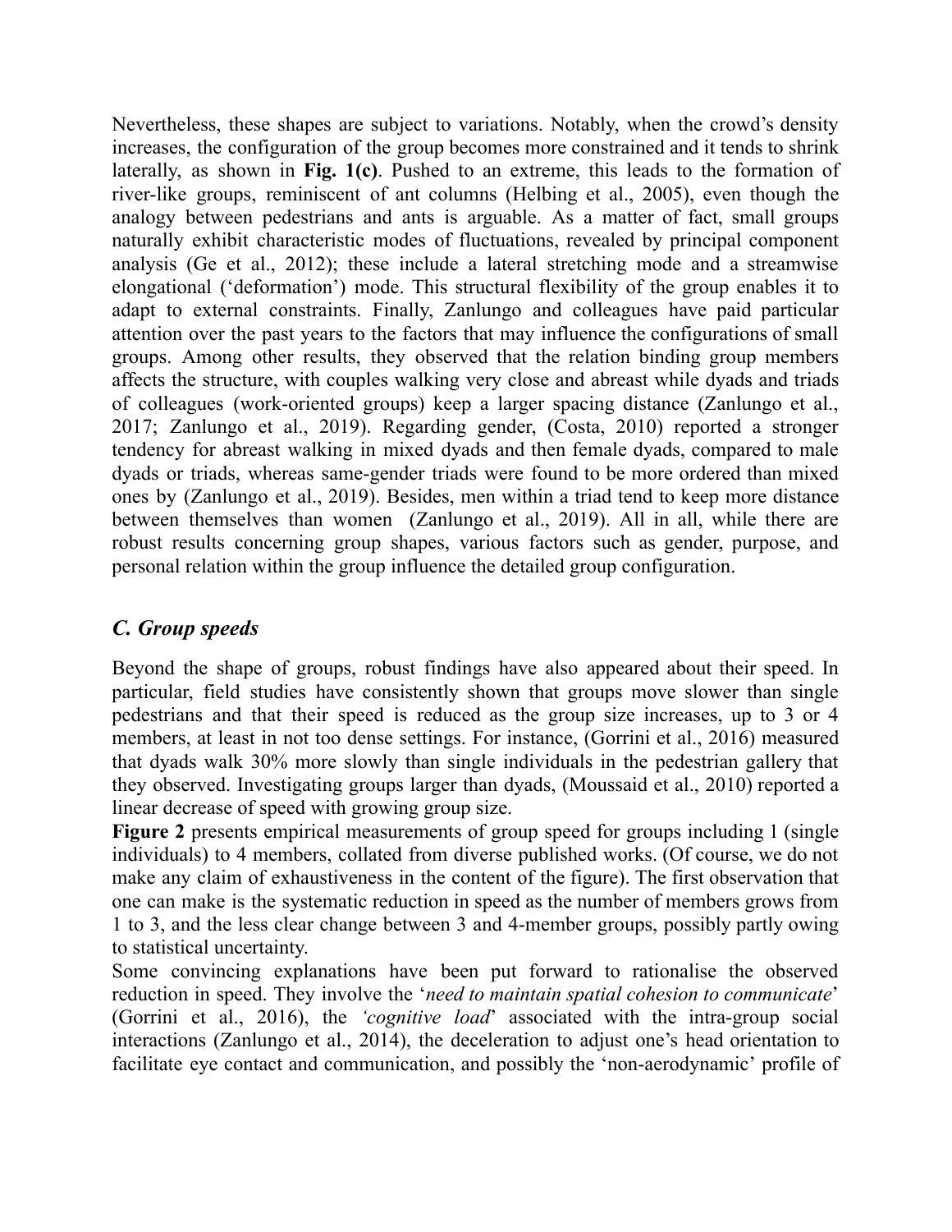Nevertheless, these shapes are subject to variations. Notably, when the crowd's density increases, the configuration of the group becomes more constrained and it tends to shrink laterally, as shown in **Fig. 1(c)**. Pushed to an extreme, this leads to the formation of river-like groups, reminiscent of ant columns (Helbing et al., 2005), even though the analogy between pedestrians and ants is arguable. As a matter of fact, small groups naturally exhibit characteristic modes of fluctuations, revealed by principal component analysis (Ge et al., 2012); these include a lateral stretching mode and a streamwise elongational ('deformation') mode. This structural flexibility of the group enables it to adapt to external constraints. Finally, Zanlungo and colleagues have paid particular attention over the past years to the factors that may influence the configurations of small groups. Among other results, they observed that the relation binding group members affects the structure, with couples walking very close and abreast while dyads and triads of colleagues (work-oriented groups) keep a larger spacing distance (Zanlungo et al., 2017; Zanlungo et al., 2019). Regarding gender, (Costa, 2010) reported a stronger tendency for abreast walking in mixed dyads and then female dyads, compared to male dyads or triads, whereas same-gender triads were found to be more ordered than mixed ones by (Zanlungo et al., 2019). Besides, men within a triad tend to keep more distance between themselves than women (Zanlungo et al., 2019). All in all, while there are robust results concerning group shapes, various factors such as gender, purpose, and personal relation within the group influence the detailed group configuration.

### *C. Group speeds*

Beyond the shape of groups, robust findings have also appeared about their speed. In particular, field studies have consistently shown that groups move slower than single pedestrians and that their speed is reduced as the group size increases, up to 3 or 4 members, at least in not too dense settings. For instance, (Gorrini et al., 2016) measured that dyads walk 30% more slowly than single individuals in the pedestrian gallery that they observed. Investigating groups larger than dyads, (Moussaid et al., 2010) reported a linear decrease of speed with growing group size.

**Figure 2** presents empirical measurements of group speed for groups including 1 (single individuals) to 4 members, collated from diverse published works. (Of course, we do not make any claim of exhaustiveness in the content of the figure). The first observation that one can make is the systematic reduction in speed as the number of members grows from 1 to 3, and the less clear change between 3 and 4-member groups, possibly partly owing to statistical uncertainty.

Some convincing explanations have been put forward to rationalise the observed reduction in speed. They involve the '*need to maintain spatial cohesion to communicate*' (Gorrini et al., 2016), the '*cognitive load*' associated with the intra-group social interactions (Zanlungo et al., 2014), the deceleration to adjust one's head orientation to facilitate eye contact and communication, and possibly the 'non-aerodynamic' profile of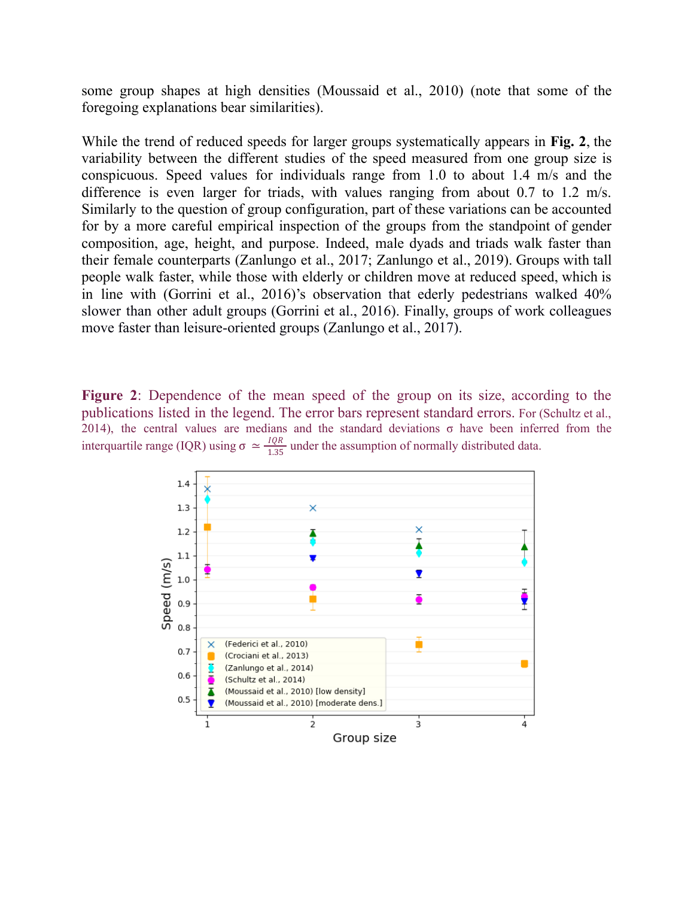some group shapes at high densities (Moussaid et al., 2010) (note that some of the foregoing explanations bear similarities).

While the trend of reduced speeds for larger groups systematically appears in **Fig. 2**, the variability between the different studies of the speed measured from one group size is conspicuous. Speed values for individuals range from 1.0 to about 1.4 m/s and the difference is even larger for triads, with values ranging from about 0.7 to 1.2 m/s. Similarly to the question of group configuration, part of these variations can be accounted for by a more careful empirical inspection of the groups from the standpoint of gender composition, age, height, and purpose. Indeed, male dyads and triads walk faster than their female counterparts (Zanlungo et al., 2017; Zanlungo et al., 2019). Groups with tall people walk faster, while those with elderly or children move at reduced speed, which is in line with (Gorrini et al., 2016)'s observation that ederly pedestrians walked 40% slower than other adult groups (Gorrini et al., 2016). Finally, groups of work colleagues move faster than leisure-oriented groups (Zanlungo et al., 2017).

**Figure 2**: Dependence of the mean speed of the group on its size, according to the publications listed in the legend. The error bars represent standard errors. For (Schultz et al., 2014), the central values are medians and the standard deviations σ have been inferred from the interquartile range (IQR) using $\sigma \simeq \frac{IQR}{1.35}$ under the assumption of normally distributed data.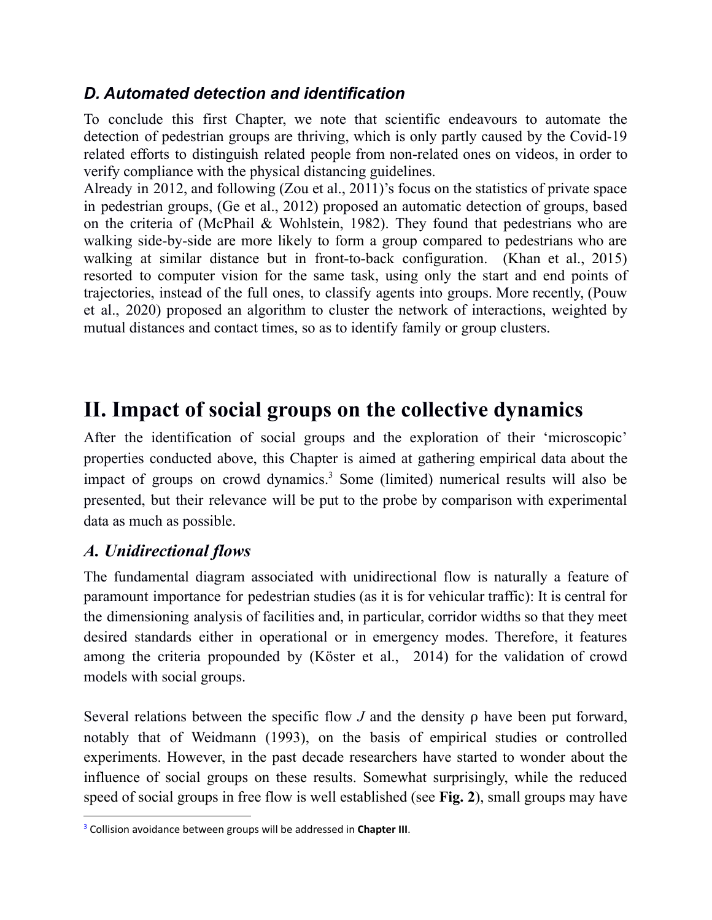### *D. Automated detection and identification*

To conclude this first Chapter, we note that scientific endeavours to automate the detection of pedestrian groups are thriving, which is only partly caused by the Covid-19 related efforts to distinguish related people from non-related ones on videos, in order to verify compliance with the physical distancing guidelines.

Already in 2012, and following (Zou et al., 2011)'s focus on the statistics of private space in pedestrian groups, (Ge et al., 2012) proposed an automatic detection of groups, based on the criteria of (McPhail & Wohlstein, 1982). They found that pedestrians who are walking side-by-side are more likely to form a group compared to pedestrians who are walking at similar distance but in front-to-back configuration. (Khan et al., 2015) resorted to computer vision for the same task, using only the start and end points of trajectories, instead of the full ones, to classify agents into groups. More recently, (Pouw et al., 2020) proposed an algorithm to cluster the network of interactions, weighted by mutual distances and contact times, so as to identify family or group clusters.

# II. Impact of social groups on the collective dynamics

After the identification of social groups and the exploration of their 'microscopic' properties conducted above, this Chapter is aimed at gathering empirical data about the impact of groups on crowd dynamics.[3] Some (limited) numerical results will also be presented, but their relevance will be put to the probe by comparison with experimental data as much as possible.

## *A. Unidirectional flows*

The fundamental diagram associated with unidirectional flow is naturally a feature of paramount importance for pedestrian studies (as it is for vehicular traffic): It is central for the dimensioning analysis of facilities and, in particular, corridor widths so that they meet desired standards either in operational or in emergency modes. Therefore, it features among the criteria propounded by (Köster et al., 2014) for the validation of crowd models with social groups.

Several relations between the specific flow $J$ and the density $\rho$ have been put forward, notably that of Weidmann (1993), on the basis of empirical studies or controlled experiments. However, in the past decade researchers have started to wonder about the influence of social groups on these results. Somewhat surprisingly, while the reduced speed of social groups in free flow is well established (see **Fig. 2**), small groups may have

[3] Collision avoidance between groups will be addressed in **Chapter III**.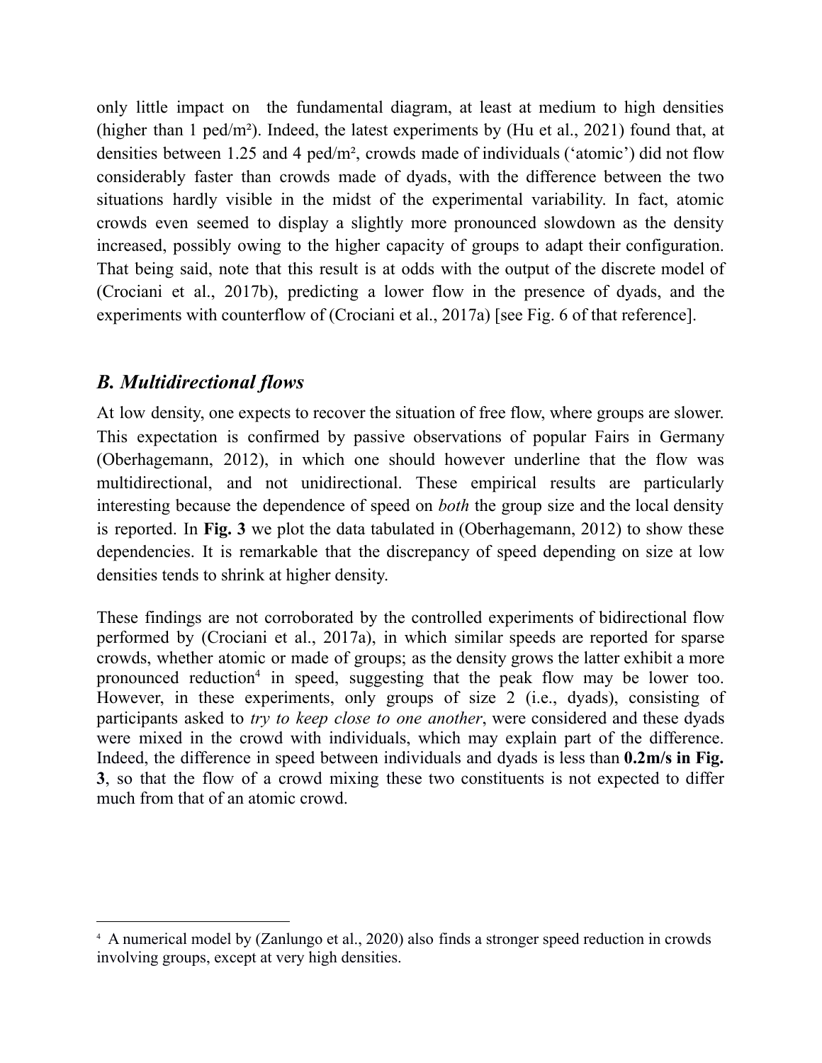only little impact on the fundamental diagram, at least at medium to high densities (higher than 1 ped/m²). Indeed, the latest experiments by (Hu et al., 2021) found that, at densities between 1.25 and 4 ped/m², crowds made of individuals ('atomic') did not flow considerably faster than crowds made of dyads, with the difference between the two situations hardly visible in the midst of the experimental variability. In fact, atomic crowds even seemed to display a slightly more pronounced slowdown as the density increased, possibly owing to the higher capacity of groups to adapt their configuration. That being said, note that this result is at odds with the output of the discrete model of (Crociani et al., 2017b), predicting a lower flow in the presence of dyads, and the experiments with counterflow of (Crociani et al., 2017a) [see Fig. 6 of that reference].

## *B. Multidirectional flows*

At low density, one expects to recover the situation of free flow, where groups are slower. This expectation is confirmed by passive observations of popular Fairs in Germany (Oberhagemann, 2012), in which one should however underline that the flow was multidirectional, and not unidirectional. These empirical results are particularly interesting because the dependence of speed on *both* the group size and the local density is reported. In **Fig. 3** we plot the data tabulated in (Oberhagemann, 2012) to show these dependencies. It is remarkable that the discrepancy of speed depending on size at low densities tends to shrink at higher density.

These findings are not corroborated by the controlled experiments of bidirectional flow performed by (Crociani et al., 2017a), in which similar speeds are reported for sparse crowds, whether atomic or made of groups; as the density grows the latter exhibit a more pronounced reduction[4] in speed, suggesting that the peak flow may be lower too. However, in these experiments, only groups of size 2 (i.e., dyads), consisting of participants asked to *try to keep close to one another*, were considered and these dyads were mixed in the crowd with individuals, which may explain part of the difference. Indeed, the difference in speed between individuals and dyads is less than **0.2m/s in Fig. 3**, so that the flow of a crowd mixing these two constituents is not expected to differ much from that of an atomic crowd.

[4] A numerical model by (Zanlungo et al., 2020) also finds a stronger speed reduction in crowds involving groups, except at very high densities.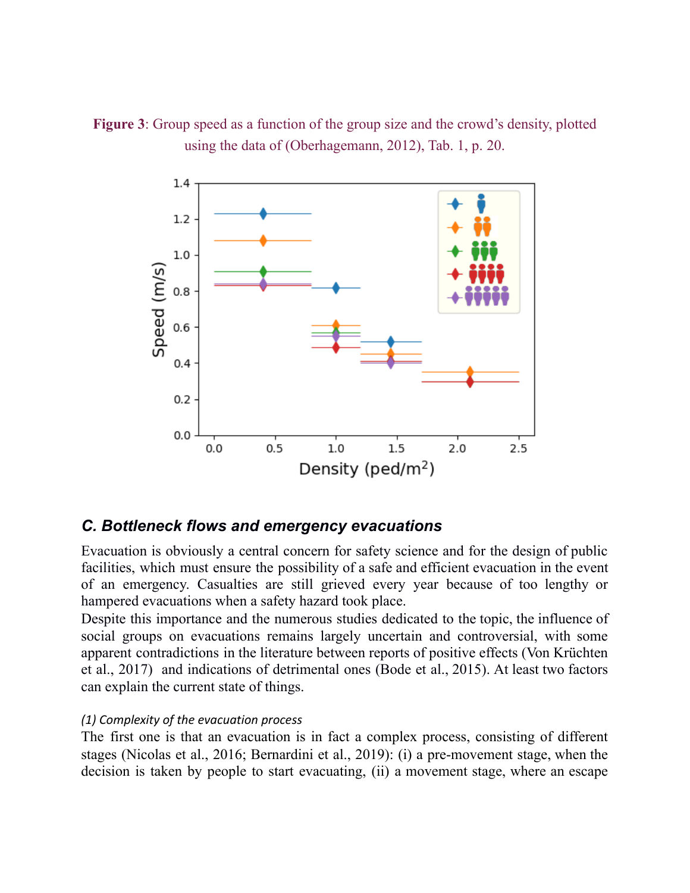**Figure 3**: Group speed as a function of the group size and the crowd's density, plotted using the data of (Oberhagemann, 2012), Tab. 1, p. 20.

### *C. Bottleneck flows and emergency evacuations*

Evacuation is obviously a central concern for safety science and for the design of public facilities, which must ensure the possibility of a safe and efficient evacuation in the event of an emergency. Casualties are still grieved every year because of too lengthy or hampered evacuations when a safety hazard took place.

Despite this importance and the numerous studies dedicated to the topic, the influence of social groups on evacuations remains largely uncertain and controversial, with some apparent contradictions in the literature between reports of positive effects (Von Krüchten et al., 2017) and indications of detrimental ones (Bode et al., 2015). At least two factors can explain the current state of things.

*(1) Complexity of the evacuation process*

The first one is that an evacuation is in fact a complex process, consisting of different stages (Nicolas et al., 2016; Bernardini et al., 2019): (i) a pre-movement stage, when the decision is taken by people to start evacuating, (ii) a movement stage, where an escape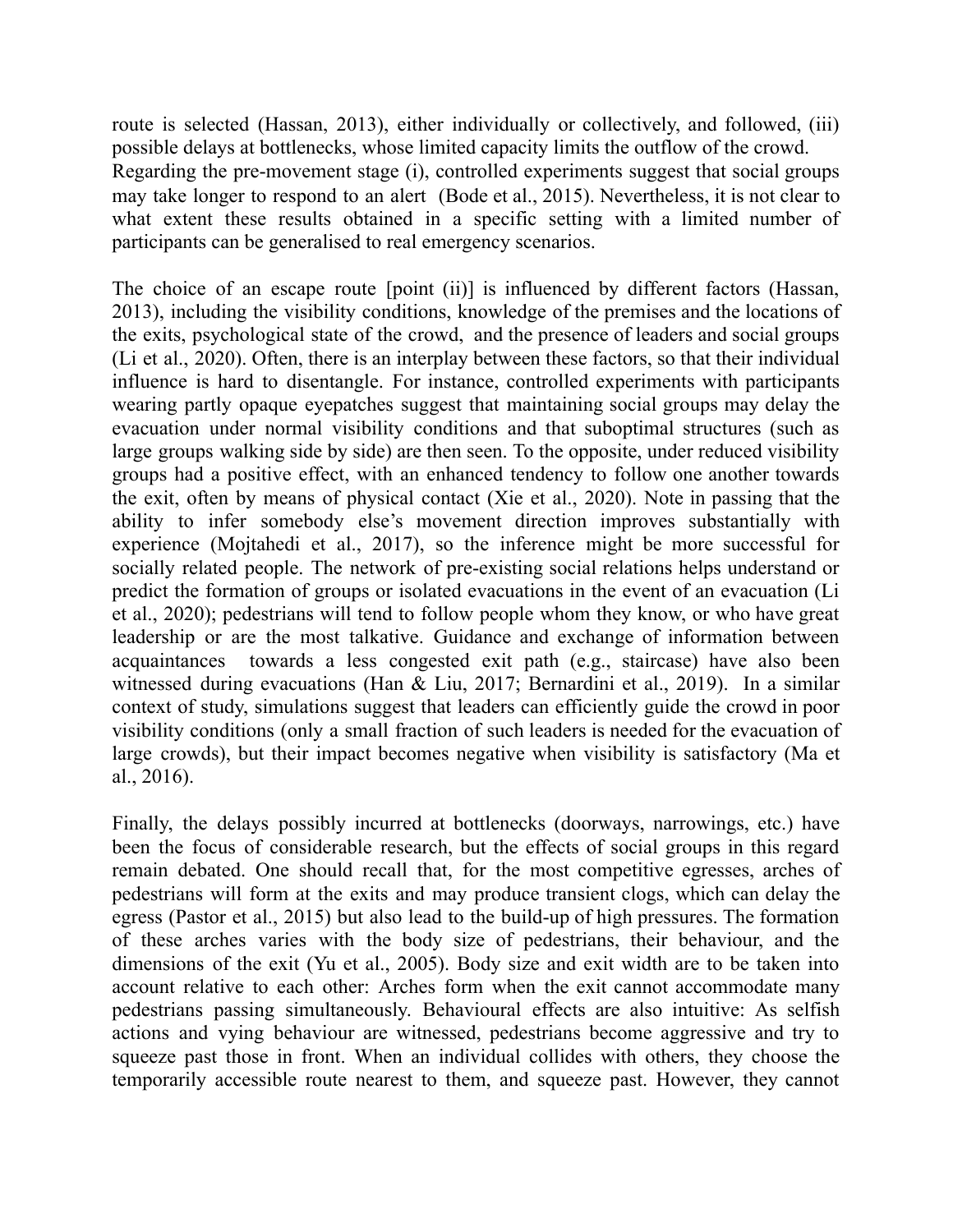route is selected (Hassan, 2013), either individually or collectively, and followed, (iii) possible delays at bottlenecks, whose limited capacity limits the outflow of the crowd.
Regarding the pre-movement stage (i), controlled experiments suggest that social groups may take longer to respond to an alert (Bode et al., 2015). Nevertheless, it is not clear to what extent these results obtained in a specific setting with a limited number of participants can be generalised to real emergency scenarios.

The choice of an escape route [point (ii)] is influenced by different factors (Hassan, 2013), including the visibility conditions, knowledge of the premises and the locations of the exits, psychological state of the crowd, and the presence of leaders and social groups (Li et al., 2020). Often, there is an interplay between these factors, so that their individual influence is hard to disentangle. For instance, controlled experiments with participants wearing partly opaque eyepatches suggest that maintaining social groups may delay the evacuation under normal visibility conditions and that suboptimal structures (such as large groups walking side by side) are then seen. To the opposite, under reduced visibility groups had a positive effect, with an enhanced tendency to follow one another towards the exit, often by means of physical contact (Xie et al., 2020). Note in passing that the ability to infer somebody else's movement direction improves substantially with experience (Mojtahedi et al., 2017), so the inference might be more successful for socially related people. The network of pre-existing social relations helps understand or predict the formation of groups or isolated evacuations in the event of an evacuation (Li et al., 2020); pedestrians will tend to follow people whom they know, or who have great leadership or are the most talkative. Guidance and exchange of information between acquaintances towards a less congested exit path (e.g., staircase) have also been witnessed during evacuations (Han & Liu, 2017; Bernardini et al., 2019). In a similar context of study, simulations suggest that leaders can efficiently guide the crowd in poor visibility conditions (only a small fraction of such leaders is needed for the evacuation of large crowds), but their impact becomes negative when visibility is satisfactory (Ma et al., 2016).

Finally, the delays possibly incurred at bottlenecks (doorways, narrowings, etc.) have been the focus of considerable research, but the effects of social groups in this regard remain debated. One should recall that, for the most competitive egresses, arches of pedestrians will form at the exits and may produce transient clogs, which can delay the egress (Pastor et al., 2015) but also lead to the build-up of high pressures. The formation of these arches varies with the body size of pedestrians, their behaviour, and the dimensions of the exit (Yu et al., 2005). Body size and exit width are to be taken into account relative to each other: Arches form when the exit cannot accommodate many pedestrians passing simultaneously. Behavioural effects are also intuitive: As selfish actions and vying behaviour are witnessed, pedestrians become aggressive and try to squeeze past those in front. When an individual collides with others, they choose the temporarily accessible route nearest to them, and squeeze past. However, they cannot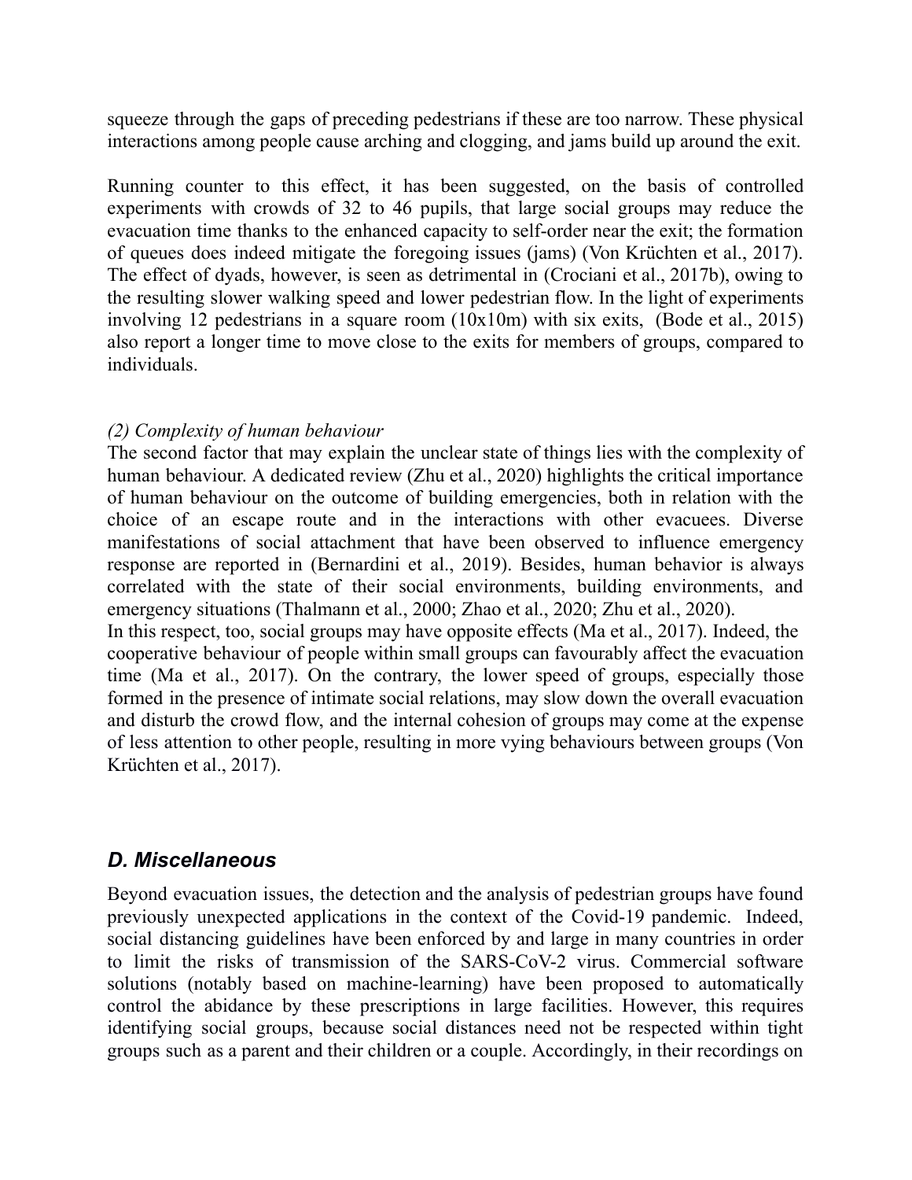squeeze through the gaps of preceding pedestrians if these are too narrow. These physical interactions among people cause arching and clogging, and jams build up around the exit.

Running counter to this effect, it has been suggested, on the basis of controlled experiments with crowds of 32 to 46 pupils, that large social groups may reduce the evacuation time thanks to the enhanced capacity to self-order near the exit; the formation of queues does indeed mitigate the foregoing issues (jams) (Von Krüchten et al., 2017). The effect of dyads, however, is seen as detrimental in (Crociani et al., 2017b), owing to the resulting slower walking speed and lower pedestrian flow. In the light of experiments involving 12 pedestrians in a square room (10x10m) with six exits, (Bode et al., 2015) also report a longer time to move close to the exits for members of groups, compared to individuals.

*(2) Complexity of human behaviour*

The second factor that may explain the unclear state of things lies with the complexity of human behaviour. A dedicated review (Zhu et al., 2020) highlights the critical importance of human behaviour on the outcome of building emergencies, both in relation with the choice of an escape route and in the interactions with other evacuees. Diverse manifestations of social attachment that have been observed to influence emergency response are reported in (Bernardini et al., 2019). Besides, human behavior is always correlated with the state of their social environments, building environments, and emergency situations (Thalmann et al., 2000; Zhao et al., 2020; Zhu et al., 2020).
In this respect, too, social groups may have opposite effects (Ma et al., 2017). Indeed, the cooperative behaviour of people within small groups can favourably affect the evacuation time (Ma et al., 2017). On the contrary, the lower speed of groups, especially those formed in the presence of intimate social relations, may slow down the overall evacuation and disturb the crowd flow, and the internal cohesion of groups may come at the expense of less attention to other people, resulting in more vying behaviours between groups (Von Krüchten et al., 2017).

## *D. Miscellaneous*

Beyond evacuation issues, the detection and the analysis of pedestrian groups have found previously unexpected applications in the context of the Covid-19 pandemic. Indeed, social distancing guidelines have been enforced by and large in many countries in order to limit the risks of transmission of the SARS-CoV-2 virus. Commercial software solutions (notably based on machine-learning) have been proposed to automatically control the abidance by these prescriptions in large facilities. However, this requires identifying social groups, because social distances need not be respected within tight groups such as a parent and their children or a couple. Accordingly, in their recordings on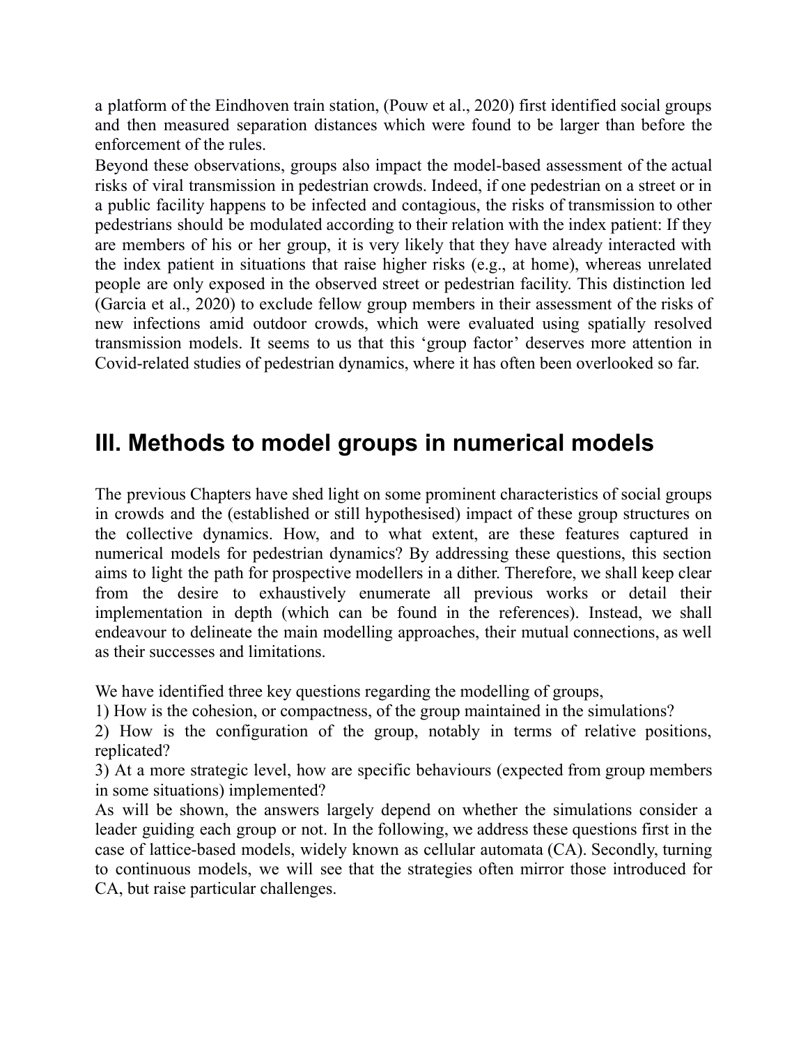a platform of the Eindhoven train station, (Pouw et al., 2020) first identified social groups and then measured separation distances which were found to be larger than before the enforcement of the rules.

Beyond these observations, groups also impact the model-based assessment of the actual risks of viral transmission in pedestrian crowds. Indeed, if one pedestrian on a street or in a public facility happens to be infected and contagious, the risks of transmission to other pedestrians should be modulated according to their relation with the index patient: If they are members of his or her group, it is very likely that they have already interacted with the index patient in situations that raise higher risks (e.g., at home), whereas unrelated people are only exposed in the observed street or pedestrian facility. This distinction led (Garcia et al., 2020) to exclude fellow group members in their assessment of the risks of new infections amid outdoor crowds, which were evaluated using spatially resolved transmission models. It seems to us that this 'group factor' deserves more attention in Covid-related studies of pedestrian dynamics, where it has often been overlooked so far.

# III. Methods to model groups in numerical models

The previous Chapters have shed light on some prominent characteristics of social groups in crowds and the (established or still hypothesised) impact of these group structures on the collective dynamics. How, and to what extent, are these features captured in numerical models for pedestrian dynamics? By addressing these questions, this section aims to light the path for prospective modellers in a dither. Therefore, we shall keep clear from the desire to exhaustively enumerate all previous works or detail their implementation in depth (which can be found in the references). Instead, we shall endeavour to delineate the main modelling approaches, their mutual connections, as well as their successes and limitations.

We have identified three key questions regarding the modelling of groups,

1) How is the cohesion, or compactness, of the group maintained in the simulations?
2) How is the configuration of the group, notably in terms of relative positions, replicated?
3) At a more strategic level, how are specific behaviours (expected from group members in some situations) implemented?

As will be shown, the answers largely depend on whether the simulations consider a leader guiding each group or not. In the following, we address these questions first in the case of lattice-based models, widely known as cellular automata (CA). Secondly, turning to continuous models, we will see that the strategies often mirror those introduced for CA, but raise particular challenges.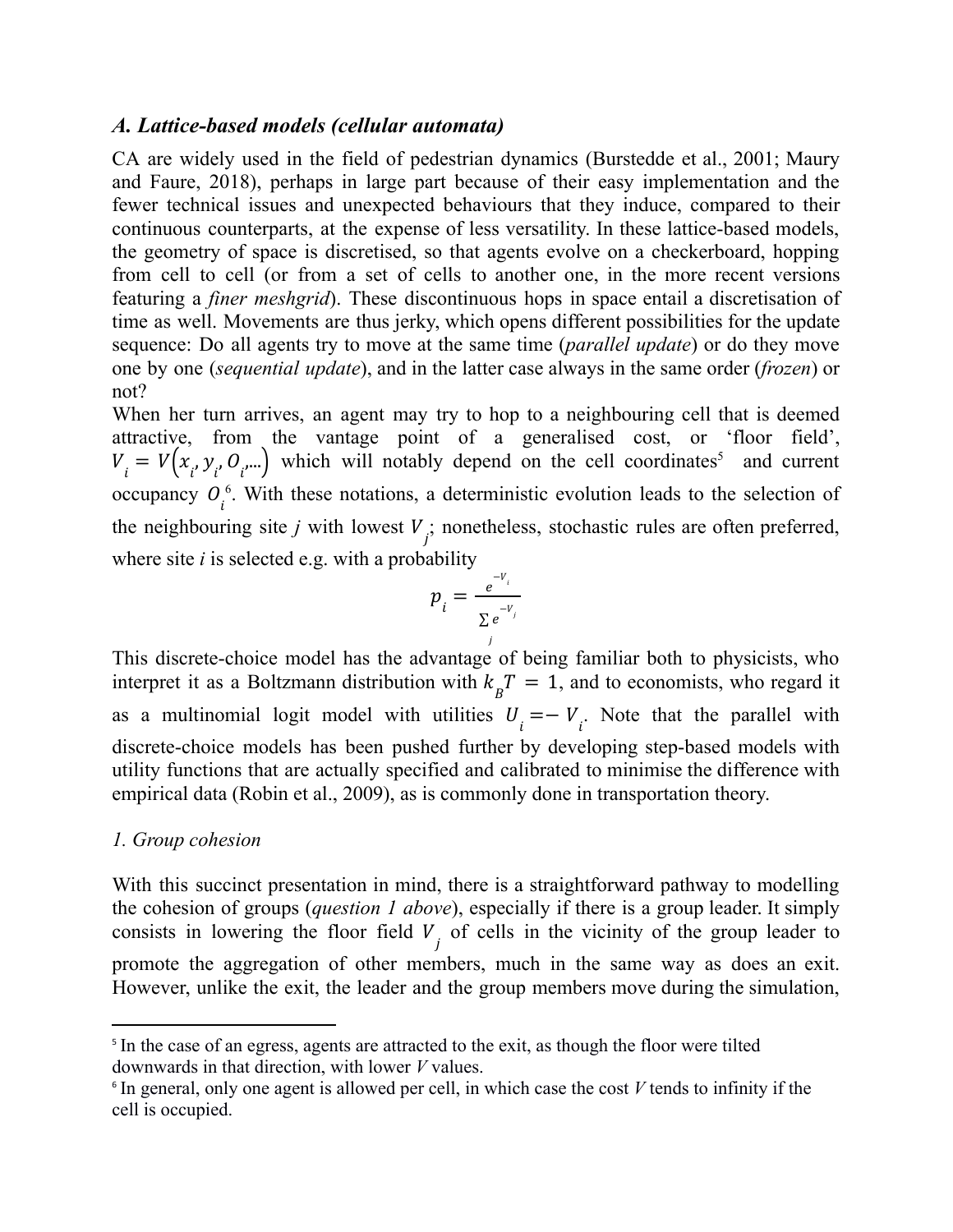### *A. Lattice-based models (cellular automata)*

CA are widely used in the field of pedestrian dynamics (Burstedde et al., 2001; Maury and Faure, 2018), perhaps in large part because of their easy implementation and the fewer technical issues and unexpected behaviours that they induce, compared to their continuous counterparts, at the expense of less versatility. In these lattice-based models, the geometry of space is discretised, so that agents evolve on a checkerboard, hopping from cell to cell (or from a set of cells to another one, in the more recent versions featuring a *finer meshgrid*). These discontinuous hops in space entail a discretisation of time as well. Movements are thus jerky, which opens different possibilities for the update sequence: Do all agents try to move at the same time (*parallel update*) or do they move one by one (*sequential update*), and in the latter case always in the same order (*frozen*) or not?

When her turn arrives, an agent may try to hop to a neighbouring cell that is deemed attractive, from the vantage point of a generalised cost, or 'floor field', $V_i = V(x_i, y_i, O_i, \ldots)$ which will notably depend on the cell coordinates[5] and current occupancy $O_i$[6]. With these notations, a deterministic evolution leads to the selection of the neighbouring site *j* with lowest $V_j$; nonetheless, stochastic rules are often preferred, where site *i* is selected e.g. with a probability

$$p_i = \frac{e^{-V_i}}{\sum_j e^{-V_j}}$$

This discrete-choice model has the advantage of being familiar both to physicists, who interpret it as a Boltzmann distribution with $k_B T = 1$, and to economists, who regard it as a multinomial logit model with utilities $U_i = - V_i$. Note that the parallel with discrete-choice models has been pushed further by developing step-based models with utility functions that are actually specified and calibrated to minimise the difference with empirical data (Robin et al., 2009), as is commonly done in transportation theory.

#### *1. Group cohesion*

With this succinct presentation in mind, there is a straightforward pathway to modelling the cohesion of groups (*question 1 above*), especially if there is a group leader. It simply consists in lowering the floor field $V_j$ of cells in the vicinity of the group leader to promote the aggregation of other members, much in the same way as does an exit. However, unlike the exit, the leader and the group members move during the simulation,

[5] In the case of an egress, agents are attracted to the exit, as though the floor were tilted downwards in that direction, with lower *V* values.

[6] In general, only one agent is allowed per cell, in which case the cost *V* tends to infinity if the cell is occupied.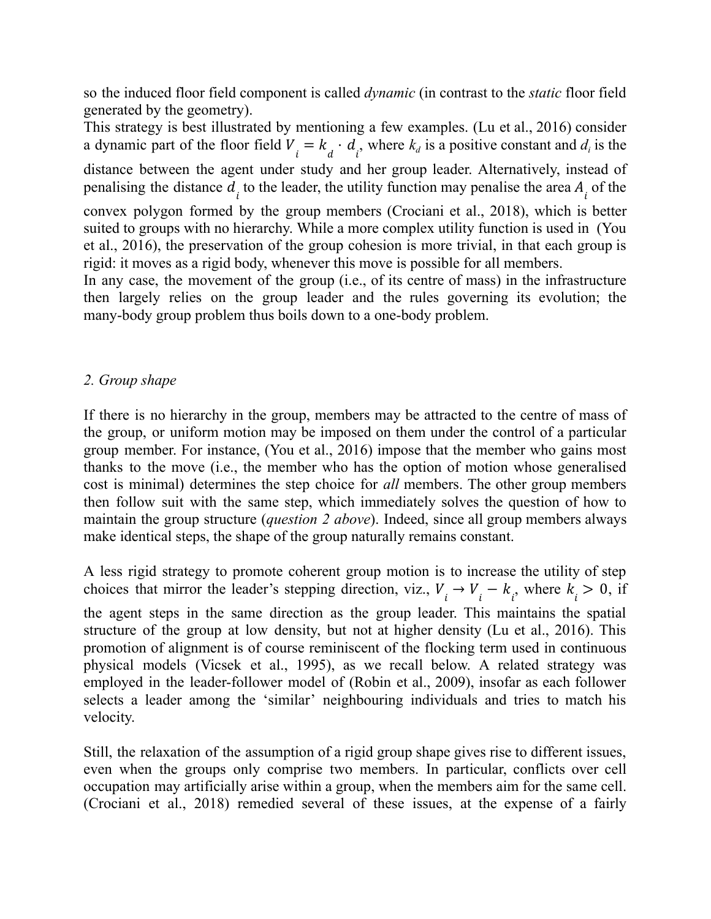so the induced floor field component is called *dynamic* (in contrast to the *static* floor field generated by the geometry).
This strategy is best illustrated by mentioning a few examples. (Lu et al., 2016) consider a dynamic part of the floor field $V_i = k_d \cdot d_i$, where $k_d$ is a positive constant and $d_i$ is the distance between the agent under study and her group leader. Alternatively, instead of penalising the distance $d_i$ to the leader, the utility function may penalise the area $A_i$ of the convex polygon formed by the group members (Crociani et al., 2018), which is better suited to groups with no hierarchy. While a more complex utility function is used in (You et al., 2016), the preservation of the group cohesion is more trivial, in that each group is rigid: it moves as a rigid body, whenever this move is possible for all members.
In any case, the movement of the group (i.e., of its centre of mass) in the infrastructure then largely relies on the group leader and the rules governing its evolution; the many-body group problem thus boils down to a one-body problem.

*2. Group shape*

If there is no hierarchy in the group, members may be attracted to the centre of mass of the group, or uniform motion may be imposed on them under the control of a particular group member. For instance, (You et al., 2016) impose that the member who gains most thanks to the move (i.e., the member who has the option of motion whose generalised cost is minimal) determines the step choice for *all* members. The other group members then follow suit with the same step, which immediately solves the question of how to maintain the group structure (*question 2 above*). Indeed, since all group members always make identical steps, the shape of the group naturally remains constant.

A less rigid strategy to promote coherent group motion is to increase the utility of step choices that mirror the leader's stepping direction, viz., $V_i \rightarrow V_i - k_i$, where $k_i > 0$, if the agent steps in the same direction as the group leader. This maintains the spatial structure of the group at low density, but not at higher density (Lu et al., 2016). This promotion of alignment is of course reminiscent of the flocking term used in continuous physical models (Vicsek et al., 1995), as we recall below. A related strategy was employed in the leader-follower model of (Robin et al., 2009), insofar as each follower selects a leader among the 'similar' neighbouring individuals and tries to match his velocity.

Still, the relaxation of the assumption of a rigid group shape gives rise to different issues, even when the groups only comprise two members. In particular, conflicts over cell occupation may artificially arise within a group, when the members aim for the same cell. (Crociani et al., 2018) remedied several of these issues, at the expense of a fairly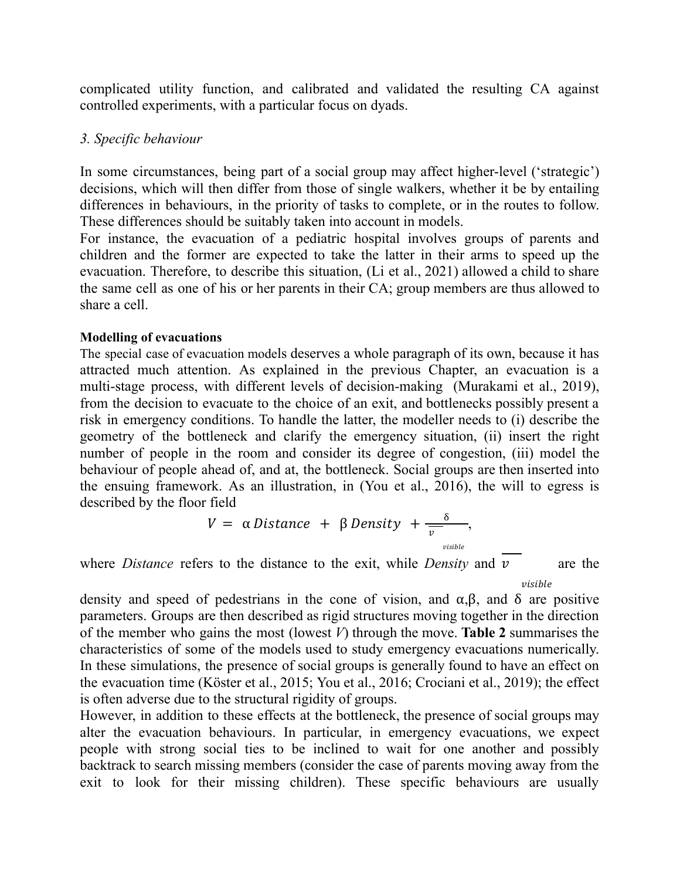complicated utility function, and calibrated and validated the resulting CA against controlled experiments, with a particular focus on dyads.

*3. Specific behaviour*

In some circumstances, being part of a social group may affect higher-level ('strategic') decisions, which will then differ from those of single walkers, whether it be by entailing differences in behaviours, in the priority of tasks to complete, or in the routes to follow. These differences should be suitably taken into account in models.

For instance, the evacuation of a pediatric hospital involves groups of parents and children and the former are expected to take the latter in their arms to speed up the evacuation. Therefore, to describe this situation, (Li et al., 2021) allowed a child to share the same cell as one of his or her parents in their CA; group members are thus allowed to share a cell.

**Modelling of evacuations**

The special case of evacuation models deserves a whole paragraph of its own, because it has attracted much attention. As explained in the previous Chapter, an evacuation is a multi-stage process, with different levels of decision-making (Murakami et al., 2019), from the decision to evacuate to the choice of an exit, and bottlenecks possibly present a risk in emergency conditions. To handle the latter, the modeller needs to (i) describe the geometry of the bottleneck and clarify the emergency situation, (ii) insert the right number of people in the room and consider its degree of congestion, (iii) model the behaviour of people ahead of, and at, the bottleneck. Social groups are then inserted into the ensuing framework. As an illustration, in (You et al., 2016), the will to egress is described by the floor field

$$V = \alpha\, Distance \;+\; \beta\, Density \;+\; \frac{\delta}{\overline{v}_{visible}},$$

where *Distance* refers to the distance to the exit, while *Density* and $\overline{v}_{visible}$ are the density and speed of pedestrians in the cone of vision, and α,β, and δ are positive parameters. Groups are then described as rigid structures moving together in the direction of the member who gains the most (lowest *V*) through the move. **Table 2** summarises the characteristics of some of the models used to study emergency evacuations numerically. In these simulations, the presence of social groups is generally found to have an effect on the evacuation time (Köster et al., 2015; You et al., 2016; Crociani et al., 2019); the effect is often adverse due to the structural rigidity of groups.

However, in addition to these effects at the bottleneck, the presence of social groups may alter the evacuation behaviours. In particular, in emergency evacuations, we expect people with strong social ties to be inclined to wait for one another and possibly backtrack to search missing members (consider the case of parents moving away from the exit to look for their missing children). These specific behaviours are usually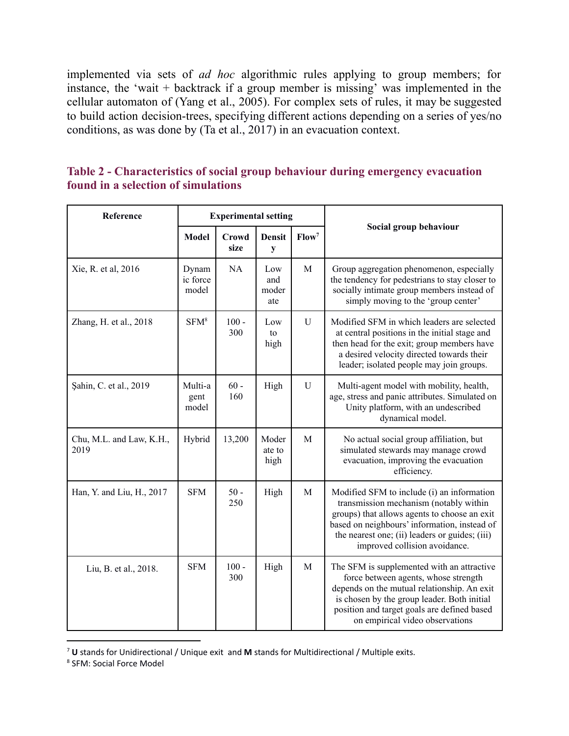implemented via sets of *ad hoc* algorithmic rules applying to group members; for instance, the 'wait + backtrack if a group member is missing' was implemented in the cellular automaton of (Yang et al., 2005). For complex sets of rules, it may be suggested to build action decision-trees, specifying different actions depending on a series of yes/no conditions, as was done by (Ta et al., 2017) in an evacuation context.

**Table 2 - Characteristics of social group behaviour during emergency evacuation found in a selection of simulations**

| Reference | Experimental setting | | | | Social group behaviour |
|---|---|---|---|---|---|
| | Model | Crowd size | Density | Flow[7] | |
| Xie, R. et al, 2016 | Dynamic force model | NA | Low and moderate | M | Group aggregation phenomenon, especially the tendency for pedestrians to stay closer to socially intimate group members instead of simply moving to the 'group center' |
| Zhang, H. et al., 2018 | SFM[8] | 100 - 300 | Low to high | U | Modified SFM in which leaders are selected at central positions in the initial stage and then head for the exit; group members have a desired velocity directed towards their leader; isolated people may join groups. |
| Şahin, C. et al., 2019 | Multi-agent model | 60 - 160 | High | U | Multi-agent model with mobility, health, age, stress and panic attributes. Simulated on Unity platform, with an undescribed dynamical model. |
| Chu, M.L. and Law, K.H., 2019 | Hybrid | 13,200 | Moderate to high | M | No actual social group affiliation, but simulated stewards may manage crowd evacuation, improving the evacuation efficiency. |
| Han, Y. and Liu, H., 2017 | SFM | 50 - 250 | High | M | Modified SFM to include (i) an information transmission mechanism (notably within groups) that allows agents to choose an exit based on neighbours' information, instead of the nearest one; (ii) leaders or guides; (iii) improved collision avoidance. |
| Liu, B. et al., 2018. | SFM | 100 - 300 | High | M | The SFM is supplemented with an attractive force between agents, whose strength depends on the mutual relationship. An exit is chosen by the group leader. Both initial position and target goals are defined based on empirical video observations |

[7] **U** stands for Unidirectional / Unique exit and **M** stands for Multidirectional / Multiple exits.

[8] SFM: Social Force Model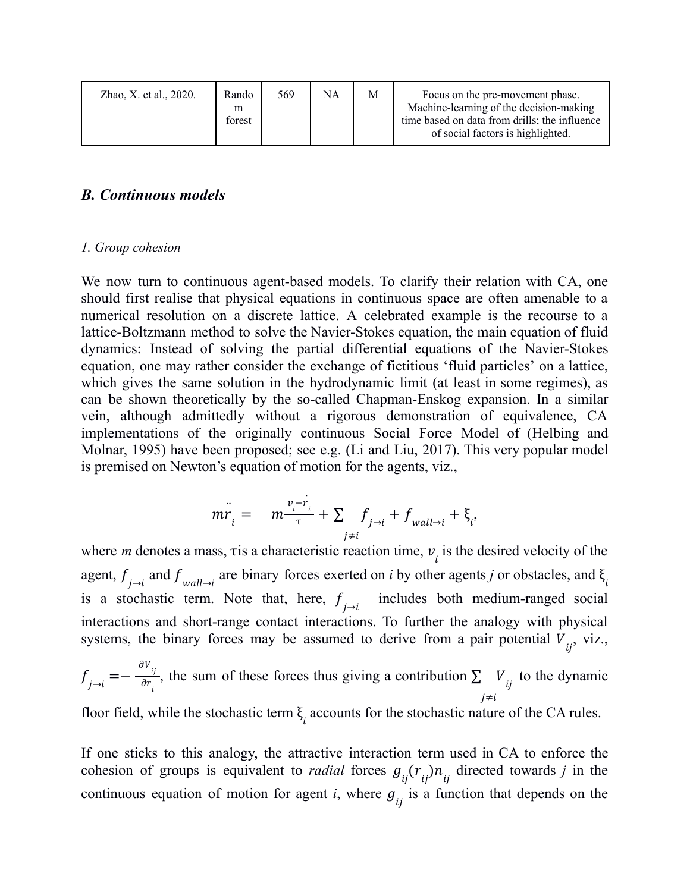| Zhao, X. et al., 2020. | Random forest | 569 | NA | M | Focus on the pre-movement phase. Machine-learning of the decision-making time based on data from drills; the influence of social factors is highlighted. |
|---|---|---|---|---|---|

## *B. Continuous models*

### *1. Group cohesion*

We now turn to continuous agent-based models. To clarify their relation with CA, one should first realise that physical equations in continuous space are often amenable to a numerical resolution on a discrete lattice. A celebrated example is the recourse to a lattice-Boltzmann method to solve the Navier-Stokes equation, the main equation of fluid dynamics: Instead of solving the partial differential equations of the Navier-Stokes equation, one may rather consider the exchange of fictitious 'fluid particles' on a lattice, which gives the same solution in the hydrodynamic limit (at least in some regimes), as can be shown theoretically by the so-called Chapman-Enskog expansion. In a similar vein, although admittedly without a rigorous demonstration of equivalence, CA implementations of the originally continuous Social Force Model of (Helbing and Molnar, 1995) have been proposed; see e.g. (Li and Liu, 2017). This very popular model is premised on Newton's equation of motion for the agents, viz.,

$$m\ddot{r}_i = m\frac{v_i - \dot{r}_i}{\tau} + \sum_{j \neq i} f_{j \to i} + f_{wall \to i} + \xi_i,$$

where *m* denotes a mass, $\tau$ is a characteristic reaction time, $v_i$ is the desired velocity of the agent, $f_{j \to i}$ and $f_{wall \to i}$ are binary forces exerted on *i* by other agents *j* or obstacles, and $\xi_i$ is a stochastic term. Note that, here, $f_{j \to i}$ includes both medium-ranged social interactions and short-range contact interactions. To further the analogy with physical systems, the binary forces may be assumed to derive from a pair potential $V_{ij}$, viz., $f_{j \to i} = -\frac{\partial V_{ij}}{\partial r_i}$, the sum of these forces thus giving a contribution $\sum_{j \neq i} V_{ij}$ to the dynamic floor field, while the stochastic term $\xi_i$ accounts for the stochastic nature of the CA rules.

If one sticks to this analogy, the attractive interaction term used in CA to enforce the cohesion of groups is equivalent to *radial* forces $g_{ij}(r_{ij})n_{ij}$ directed towards *j* in the continuous equation of motion for agent *i*, where $g_{ij}$ is a function that depends on the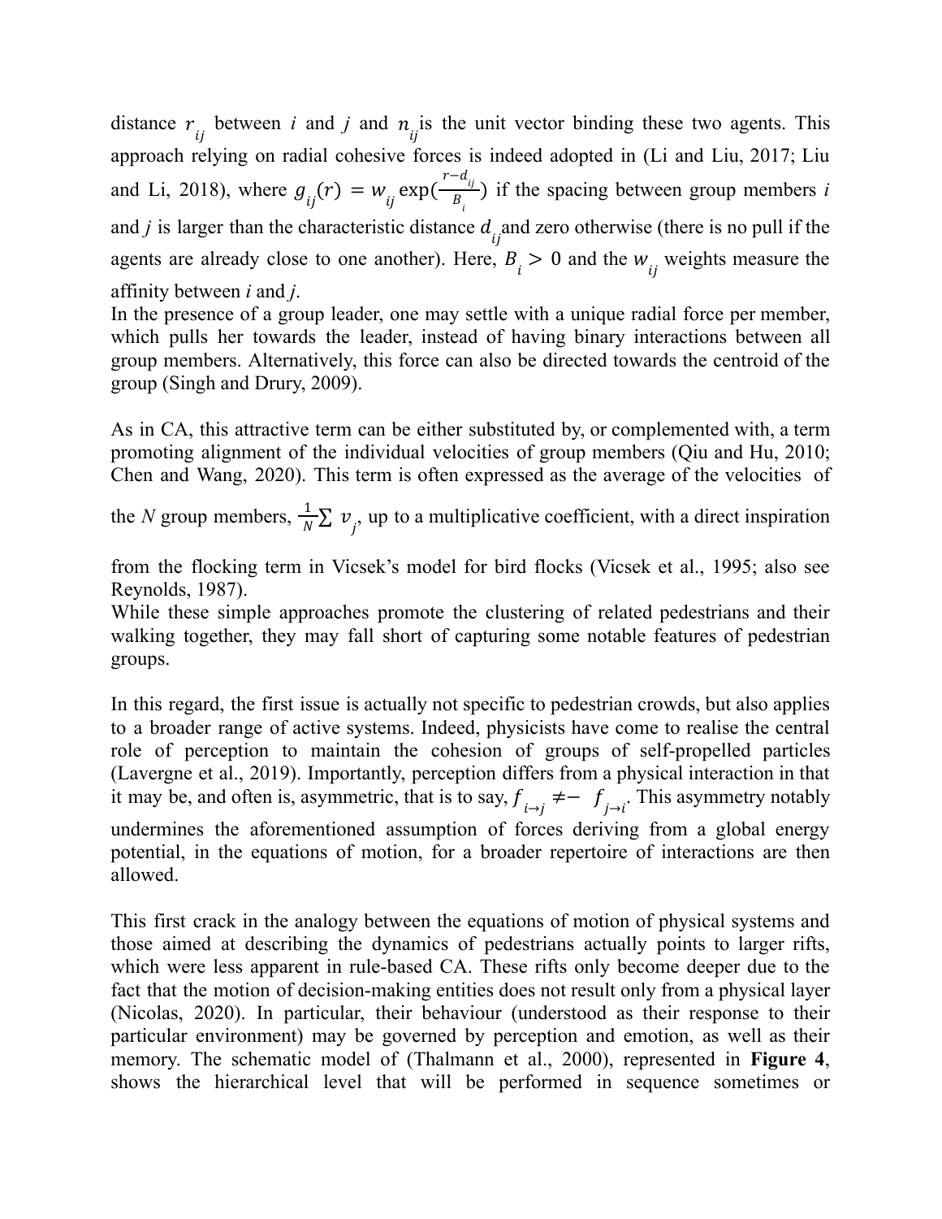distance $r_{ij}$ between $i$ and $j$ and $n_{ij}$ is the unit vector binding these two agents. This approach relying on radial cohesive forces is indeed adopted in (Li and Liu, 2017; Liu and Li, 2018), where $g_{ij}(r) = w_{ij} \exp(\frac{r-d_{ij}}{B_i})$ if the spacing between group members $i$ and $j$ is larger than the characteristic distance $d_{ij}$ and zero otherwise (there is no pull if the agents are already close to one another). Here, $B_i > 0$ and the $w_{ij}$ weights measure the affinity between *i* and *j*.
In the presence of a group leader, one may settle with a unique radial force per member, which pulls her towards the leader, instead of having binary interactions between all group members. Alternatively, this force can also be directed towards the centroid of the group (Singh and Drury, 2009).

As in CA, this attractive term can be either substituted by, or complemented with, a term promoting alignment of the individual velocities of group members (Qiu and Hu, 2010; Chen and Wang, 2020). This term is often expressed as the average of the velocities of the *N* group members, $\frac{1}{N}\sum v_j$, up to a multiplicative coefficient, with a direct inspiration from the flocking term in Vicsek's model for bird flocks (Vicsek et al., 1995; also see Reynolds, 1987).
While these simple approaches promote the clustering of related pedestrians and their walking together, they may fall short of capturing some notable features of pedestrian groups.

In this regard, the first issue is actually not specific to pedestrian crowds, but also applies to a broader range of active systems. Indeed, physicists have come to realise the central role of perception to maintain the cohesion of groups of self-propelled particles (Lavergne et al., 2019). Importantly, perception differs from a physical interaction in that it may be, and often is, asymmetric, that is to say, $f_{i \to j} \neq - f_{j \to i}$. This asymmetry notably undermines the aforementioned assumption of forces deriving from a global energy potential, in the equations of motion, for a broader repertoire of interactions are then allowed.

This first crack in the analogy between the equations of motion of physical systems and those aimed at describing the dynamics of pedestrians actually points to larger rifts, which were less apparent in rule-based CA. These rifts only become deeper due to the fact that the motion of decision-making entities does not result only from a physical layer (Nicolas, 2020). In particular, their behaviour (understood as their response to their particular environment) may be governed by perception and emotion, as well as their memory. The schematic model of (Thalmann et al., 2000), represented in **Figure 4**, shows the hierarchical level that will be performed in sequence sometimes or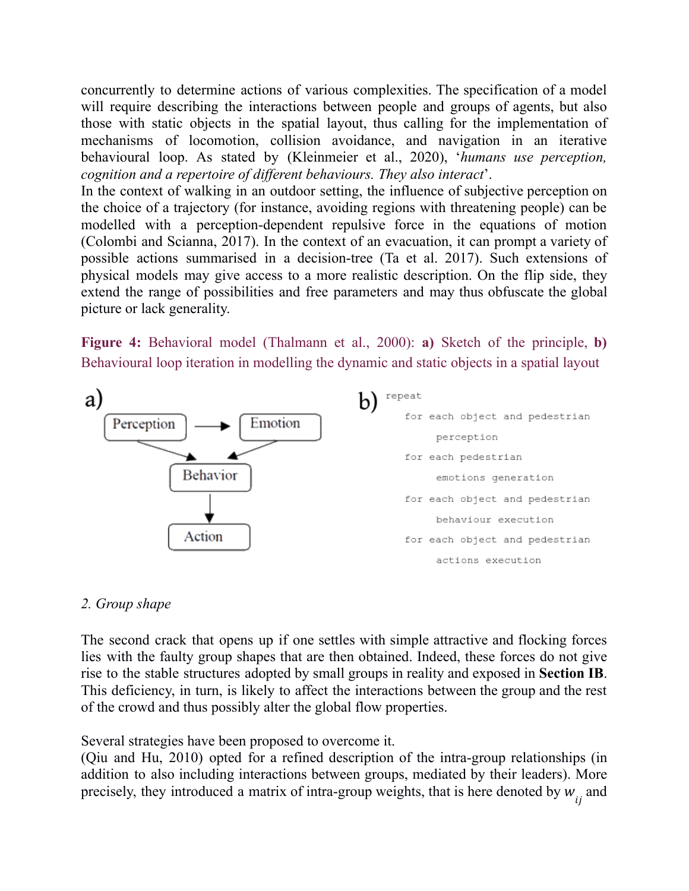concurrently to determine actions of various complexities. The specification of a model will require describing the interactions between people and groups of agents, but also those with static objects in the spatial layout, thus calling for the implementation of mechanisms of locomotion, collision avoidance, and navigation in an iterative behavioural loop. As stated by (Kleinmeier et al., 2020), '*humans use perception, cognition and a repertoire of different behaviours. They also interact*'.
In the context of walking in an outdoor setting, the influence of subjective perception on the choice of a trajectory (for instance, avoiding regions with threatening people) can be modelled with a perception-dependent repulsive force in the equations of motion (Colombi and Scianna, 2017). In the context of an evacuation, it can prompt a variety of possible actions summarised in a decision-tree (Ta et al. 2017). Such extensions of physical models may give access to a more realistic description. On the flip side, they extend the range of possibilities and free parameters and may thus obfuscate the global picture or lack generality.

**Figure 4:** Behavioral model (Thalmann et al., 2000): **a)** Sketch of the principle, **b)** Behavioural loop iteration in modelling the dynamic and static objects in a spatial layout

a) Perception → Emotion; Perception → Behavior; Emotion → Behavior; Behavior → Action

b)
```
repeat
    for each object and pedestrian
        perception
    for each pedestrian
        emotions generation
    for each object and pedestrian
        behaviour execution
    for each object and pedestrian
        actions execution
```

*2. Group shape*

The second crack that opens up if one settles with simple attractive and flocking forces lies with the faulty group shapes that are then obtained. Indeed, these forces do not give rise to the stable structures adopted by small groups in reality and exposed in **Section IB**. This deficiency, in turn, is likely to affect the interactions between the group and the rest of the crowd and thus possibly alter the global flow properties.

Several strategies have been proposed to overcome it.
(Qiu and Hu, 2010) opted for a refined description of the intra-group relationships (in addition to also including interactions between groups, mediated by their leaders). More precisely, they introduced a matrix of intra-group weights, that is here denoted by $w_{ij}$ and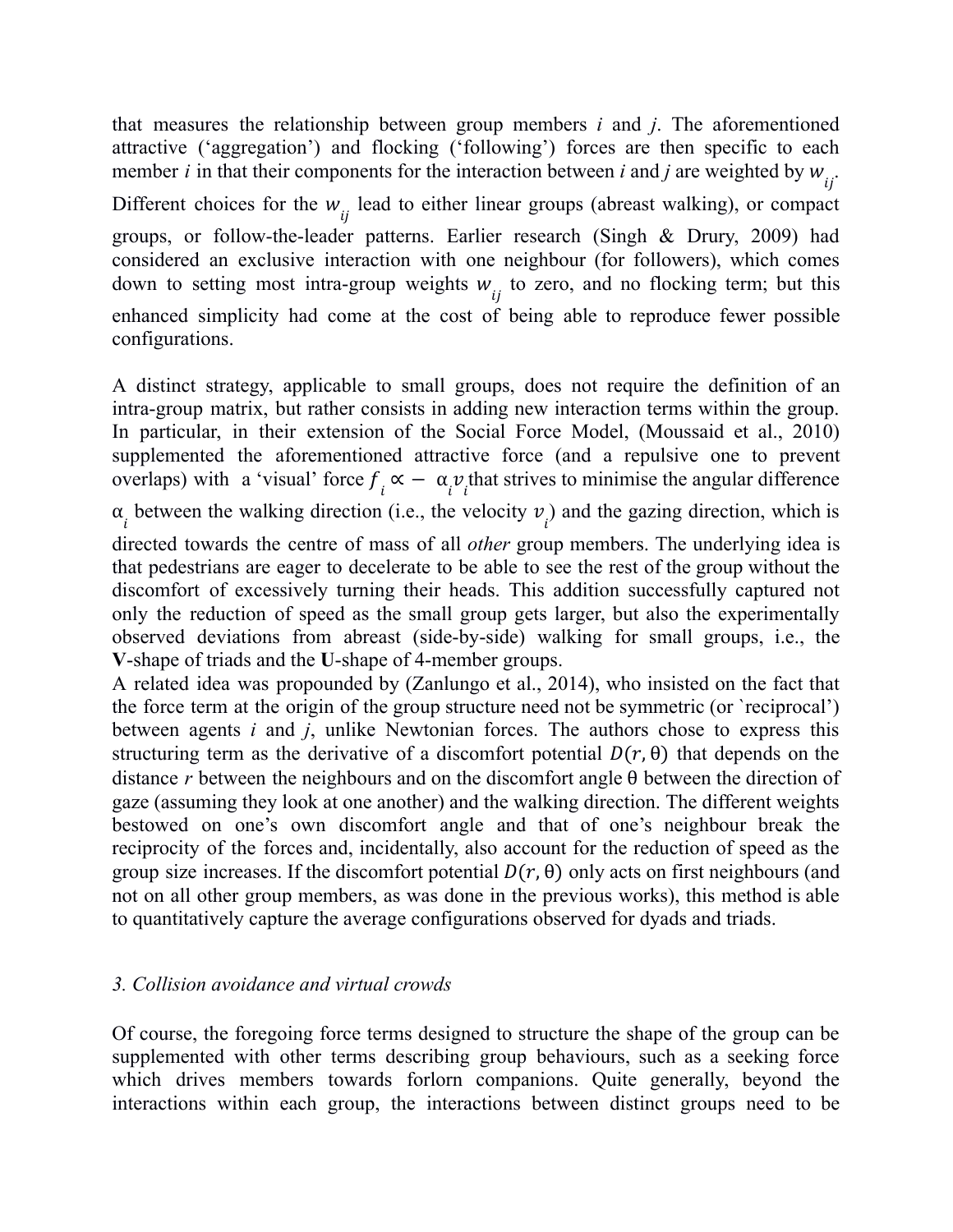that measures the relationship between group members $i$ and $j$. The aforementioned attractive ('aggregation') and flocking ('following') forces are then specific to each member $i$ in that their components for the interaction between $i$ and $j$ are weighted by $w_{ij}$. Different choices for the $w_{ij}$ lead to either linear groups (abreast walking), or compact groups, or follow-the-leader patterns. Earlier research (Singh & Drury, 2009) had considered an exclusive interaction with one neighbour (for followers), which comes down to setting most intra-group weights $w_{ij}$ to zero, and no flocking term; but this enhanced simplicity had come at the cost of being able to reproduce fewer possible configurations.

A distinct strategy, applicable to small groups, does not require the definition of an intra-group matrix, but rather consists in adding new interaction terms within the group. In particular, in their extension of the Social Force Model, (Moussaid et al., 2010) supplemented the aforementioned attractive force (and a repulsive one to prevent overlaps) with a 'visual' force $f_i \propto -\alpha_i v_i$ that strives to minimise the angular difference $\alpha_i$ between the walking direction (i.e., the velocity $v_i$) and the gazing direction, which is directed towards the centre of mass of all *other* group members. The underlying idea is that pedestrians are eager to decelerate to be able to see the rest of the group without the discomfort of excessively turning their heads. This addition successfully captured not only the reduction of speed as the small group gets larger, but also the experimentally observed deviations from abreast (side-by-side) walking for small groups, i.e., the **V**-shape of triads and the **U**-shape of 4-member groups.
A related idea was propounded by (Zanlungo et al., 2014), who insisted on the fact that the force term at the origin of the group structure need not be symmetric (or `reciprocal') between agents $i$ and $j$, unlike Newtonian forces. The authors chose to express this structuring term as the derivative of a discomfort potential $D(r, \theta)$ that depends on the distance $r$ between the neighbours and on the discomfort angle $\theta$ between the direction of gaze (assuming they look at one another) and the walking direction. The different weights bestowed on one's own discomfort angle and that of one's neighbour break the reciprocity of the forces and, incidentally, also account for the reduction of speed as the group size increases. If the discomfort potential $D(r, \theta)$ only acts on first neighbours (and not on all other group members, as was done in the previous works), this method is able to quantitatively capture the average configurations observed for dyads and triads.

### *3. Collision avoidance and virtual crowds*

Of course, the foregoing force terms designed to structure the shape of the group can be supplemented with other terms describing group behaviours, such as a seeking force which drives members towards forlorn companions. Quite generally, beyond the interactions within each group, the interactions between distinct groups need to be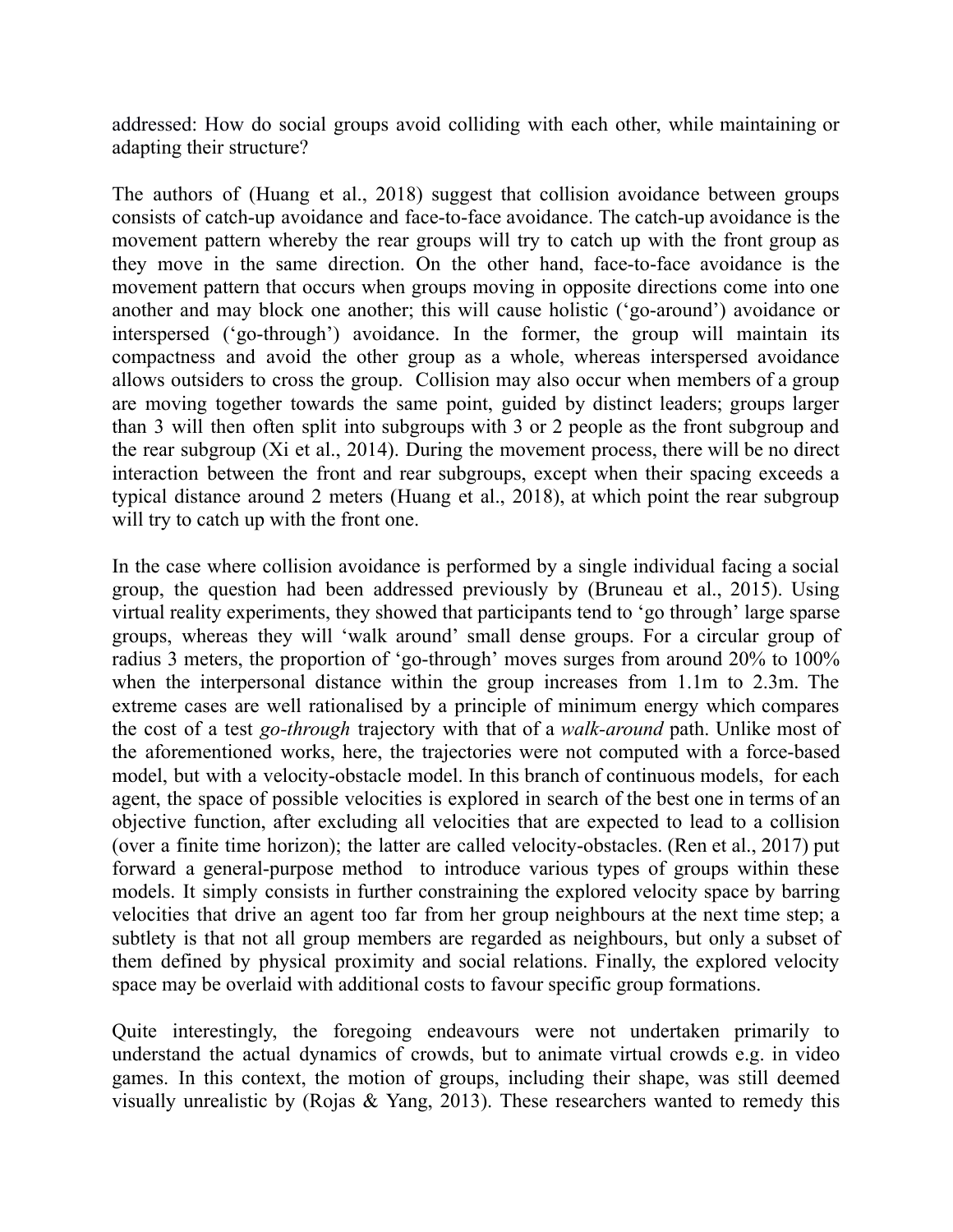addressed: How do social groups avoid colliding with each other, while maintaining or adapting their structure?

The authors of (Huang et al., 2018) suggest that collision avoidance between groups consists of catch-up avoidance and face-to-face avoidance. The catch-up avoidance is the movement pattern whereby the rear groups will try to catch up with the front group as they move in the same direction. On the other hand, face-to-face avoidance is the movement pattern that occurs when groups moving in opposite directions come into one another and may block one another; this will cause holistic ('go-around') avoidance or interspersed ('go-through') avoidance. In the former, the group will maintain its compactness and avoid the other group as a whole, whereas interspersed avoidance allows outsiders to cross the group. Collision may also occur when members of a group are moving together towards the same point, guided by distinct leaders; groups larger than 3 will then often split into subgroups with 3 or 2 people as the front subgroup and the rear subgroup (Xi et al., 2014). During the movement process, there will be no direct interaction between the front and rear subgroups, except when their spacing exceeds a typical distance around 2 meters (Huang et al., 2018), at which point the rear subgroup will try to catch up with the front one.

In the case where collision avoidance is performed by a single individual facing a social group, the question had been addressed previously by (Bruneau et al., 2015). Using virtual reality experiments, they showed that participants tend to 'go through' large sparse groups, whereas they will 'walk around' small dense groups. For a circular group of radius 3 meters, the proportion of 'go-through' moves surges from around 20% to 100% when the interpersonal distance within the group increases from 1.1m to 2.3m. The extreme cases are well rationalised by a principle of minimum energy which compares the cost of a test *go-through* trajectory with that of a *walk-around* path. Unlike most of the aforementioned works, here, the trajectories were not computed with a force-based model, but with a velocity-obstacle model. In this branch of continuous models, for each agent, the space of possible velocities is explored in search of the best one in terms of an objective function, after excluding all velocities that are expected to lead to a collision (over a finite time horizon); the latter are called velocity-obstacles. (Ren et al., 2017) put forward a general-purpose method to introduce various types of groups within these models. It simply consists in further constraining the explored velocity space by barring velocities that drive an agent too far from her group neighbours at the next time step; a subtlety is that not all group members are regarded as neighbours, but only a subset of them defined by physical proximity and social relations. Finally, the explored velocity space may be overlaid with additional costs to favour specific group formations.

Quite interestingly, the foregoing endeavours were not undertaken primarily to understand the actual dynamics of crowds, but to animate virtual crowds e.g. in video games. In this context, the motion of groups, including their shape, was still deemed visually unrealistic by (Rojas & Yang, 2013). These researchers wanted to remedy this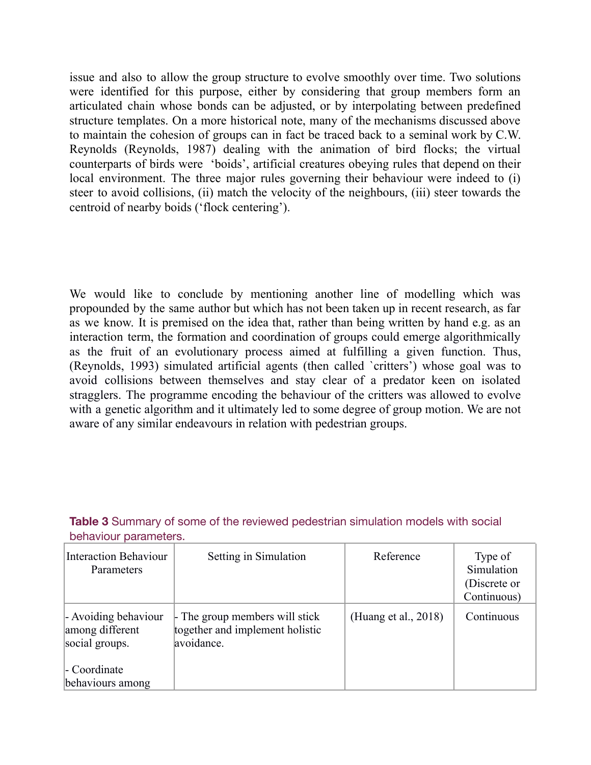issue and also to allow the group structure to evolve smoothly over time. Two solutions were identified for this purpose, either by considering that group members form an articulated chain whose bonds can be adjusted, or by interpolating between predefined structure templates. On a more historical note, many of the mechanisms discussed above to maintain the cohesion of groups can in fact be traced back to a seminal work by C.W. Reynolds (Reynolds, 1987) dealing with the animation of bird flocks; the virtual counterparts of birds were 'boids', artificial creatures obeying rules that depend on their local environment. The three major rules governing their behaviour were indeed to (i) steer to avoid collisions, (ii) match the velocity of the neighbours, (iii) steer towards the centroid of nearby boids ('flock centering').

We would like to conclude by mentioning another line of modelling which was propounded by the same author but which has not been taken up in recent research, as far as we know. It is premised on the idea that, rather than being written by hand e.g. as an interaction term, the formation and coordination of groups could emerge algorithmically as the fruit of an evolutionary process aimed at fulfilling a given function. Thus, (Reynolds, 1993) simulated artificial agents (then called `critters') whose goal was to avoid collisions between themselves and stay clear of a predator keen on isolated stragglers. The programme encoding the behaviour of the critters was allowed to evolve with a genetic algorithm and it ultimately led to some degree of group motion. We are not aware of any similar endeavours in relation with pedestrian groups.

**Table 3** Summary of some of the reviewed pedestrian simulation models with social behaviour parameters.

| Interaction Behaviour Parameters | Setting in Simulation | Reference | Type of Simulation (Discrete or Continuous) |
|---|---|---|---|
| - Avoiding behaviour among different social groups.<br><br>- Coordinate behaviours among | - The group members will stick together and implement holistic avoidance. | (Huang et al., 2018) | Continuous |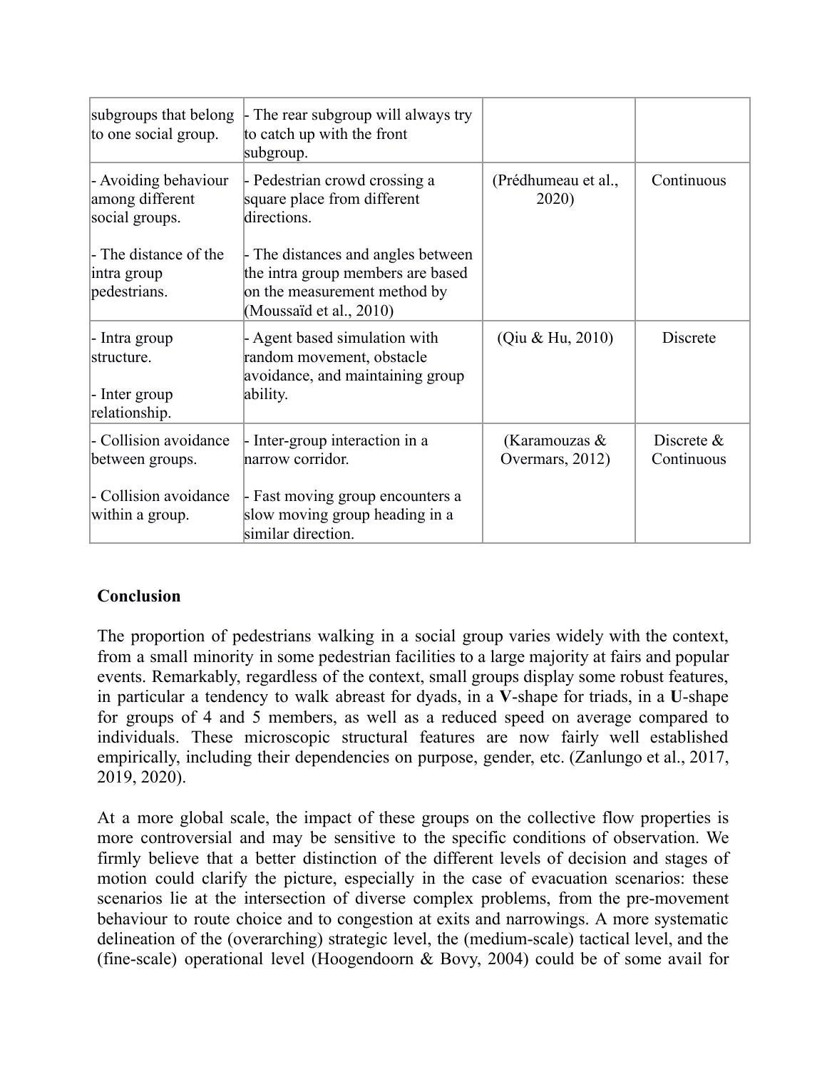| | | | |
|---|---|---|---|
| subgroups that belong to one social group. | - The rear subgroup will always try to catch up with the front subgroup. | | |
| - Avoiding behaviour among different social groups.<br><br>- The distance of the intra group pedestrians. | - Pedestrian crowd crossing a square place from different directions.<br><br>- The distances and angles between the intra group members are based on the measurement method by (Moussaïd et al., 2010) | (Prédhumeau et al., 2020) | Continuous |
| - Intra group structure.<br><br>- Inter group relationship. | - Agent based simulation with random movement, obstacle avoidance, and maintaining group ability. | (Qiu & Hu, 2010) | Discrete |
| - Collision avoidance between groups.<br><br>- Collision avoidance within a group. | - Inter-group interaction in a narrow corridor.<br><br>- Fast moving group encounters a slow moving group heading in a similar direction. | (Karamouzas & Overmars, 2012) | Discrete & Continuous |

**Conclusion**

The proportion of pedestrians walking in a social group varies widely with the context, from a small minority in some pedestrian facilities to a large majority at fairs and popular events. Remarkably, regardless of the context, small groups display some robust features, in particular a tendency to walk abreast for dyads, in a **V**-shape for triads, in a **U**-shape for groups of 4 and 5 members, as well as a reduced speed on average compared to individuals. These microscopic structural features are now fairly well established empirically, including their dependencies on purpose, gender, etc. (Zanlungo et al., 2017, 2019, 2020).

At a more global scale, the impact of these groups on the collective flow properties is more controversial and may be sensitive to the specific conditions of observation. We firmly believe that a better distinction of the different levels of decision and stages of motion could clarify the picture, especially in the case of evacuation scenarios: these scenarios lie at the intersection of diverse complex problems, from the pre-movement behaviour to route choice and to congestion at exits and narrowings. A more systematic delineation of the (overarching) strategic level, the (medium-scale) tactical level, and the (fine-scale) operational level (Hoogendoorn & Bovy, 2004) could be of some avail for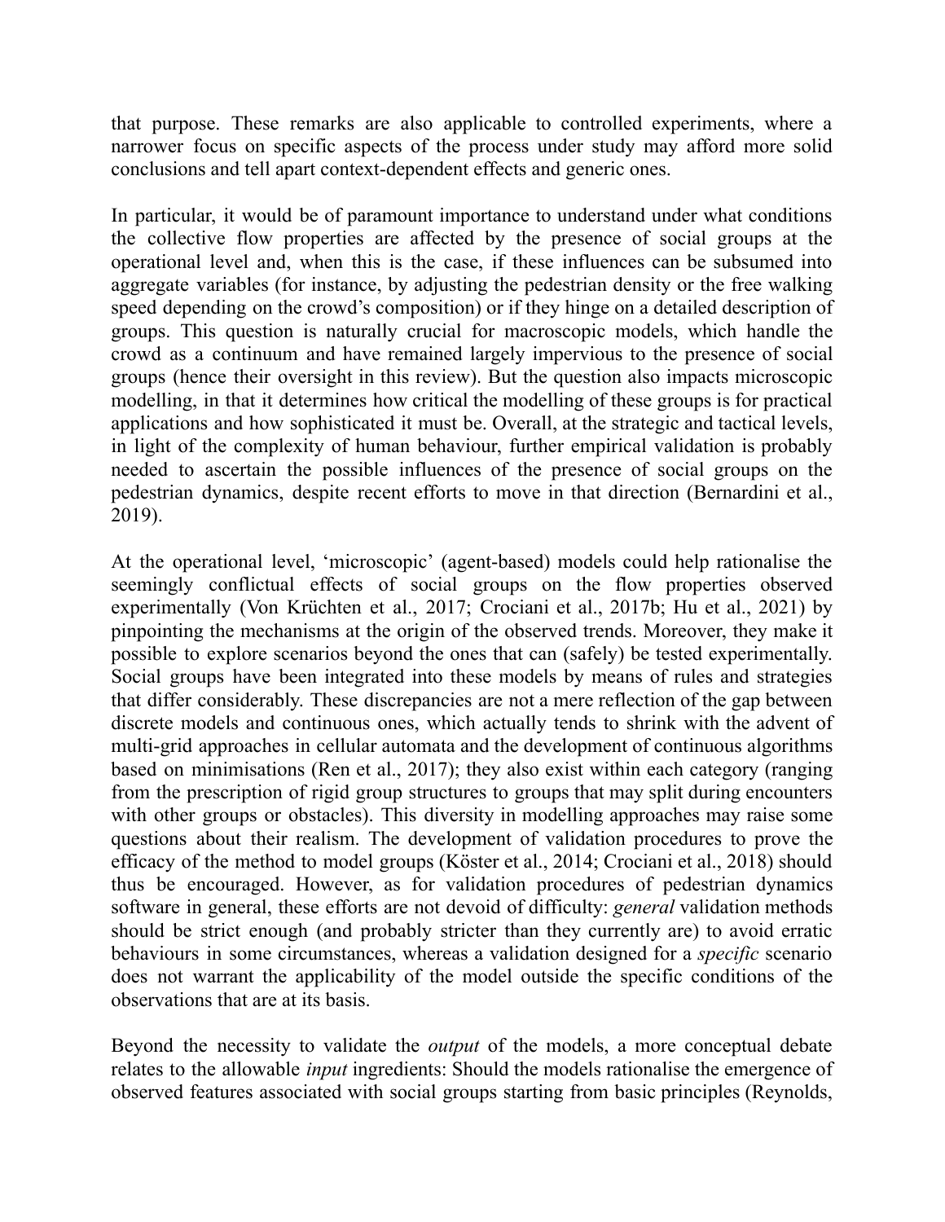that purpose. These remarks are also applicable to controlled experiments, where a narrower focus on specific aspects of the process under study may afford more solid conclusions and tell apart context-dependent effects and generic ones.

In particular, it would be of paramount importance to understand under what conditions the collective flow properties are affected by the presence of social groups at the operational level and, when this is the case, if these influences can be subsumed into aggregate variables (for instance, by adjusting the pedestrian density or the free walking speed depending on the crowd's composition) or if they hinge on a detailed description of groups. This question is naturally crucial for macroscopic models, which handle the crowd as a continuum and have remained largely impervious to the presence of social groups (hence their oversight in this review). But the question also impacts microscopic modelling, in that it determines how critical the modelling of these groups is for practical applications and how sophisticated it must be. Overall, at the strategic and tactical levels, in light of the complexity of human behaviour, further empirical validation is probably needed to ascertain the possible influences of the presence of social groups on the pedestrian dynamics, despite recent efforts to move in that direction (Bernardini et al., 2019).

At the operational level, 'microscopic' (agent-based) models could help rationalise the seemingly conflictual effects of social groups on the flow properties observed experimentally (Von Krüchten et al., 2017; Crociani et al., 2017b; Hu et al., 2021) by pinpointing the mechanisms at the origin of the observed trends. Moreover, they make it possible to explore scenarios beyond the ones that can (safely) be tested experimentally. Social groups have been integrated into these models by means of rules and strategies that differ considerably. These discrepancies are not a mere reflection of the gap between discrete models and continuous ones, which actually tends to shrink with the advent of multi-grid approaches in cellular automata and the development of continuous algorithms based on minimisations (Ren et al., 2017); they also exist within each category (ranging from the prescription of rigid group structures to groups that may split during encounters with other groups or obstacles). This diversity in modelling approaches may raise some questions about their realism. The development of validation procedures to prove the efficacy of the method to model groups (Köster et al., 2014; Crociani et al., 2018) should thus be encouraged. However, as for validation procedures of pedestrian dynamics software in general, these efforts are not devoid of difficulty: *general* validation methods should be strict enough (and probably stricter than they currently are) to avoid erratic behaviours in some circumstances, whereas a validation designed for a *specific* scenario does not warrant the applicability of the model outside the specific conditions of the observations that are at its basis.

Beyond the necessity to validate the *output* of the models, a more conceptual debate relates to the allowable *input* ingredients: Should the models rationalise the emergence of observed features associated with social groups starting from basic principles (Reynolds,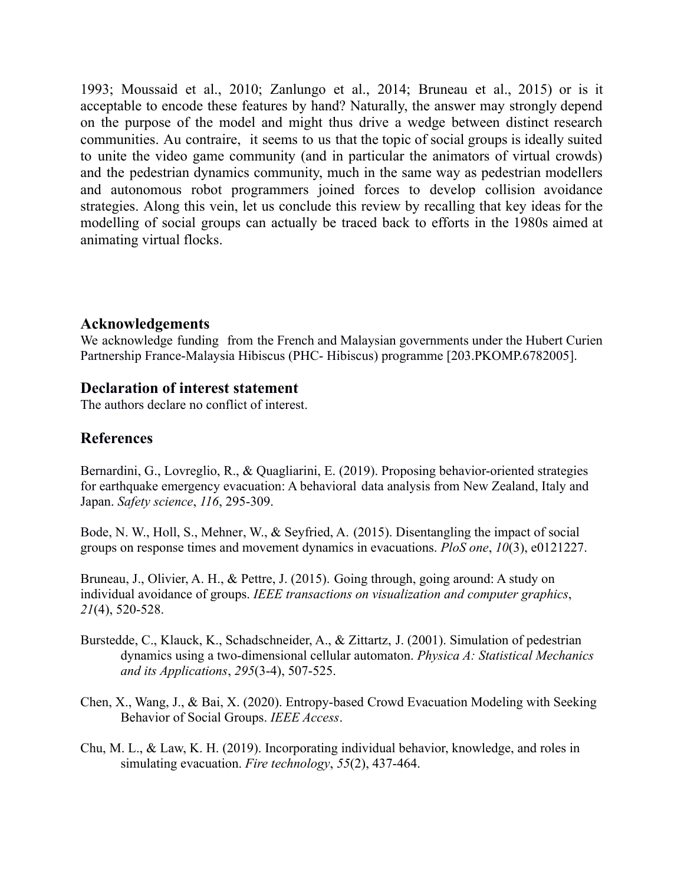1993; Moussaid et al., 2010; Zanlungo et al., 2014; Bruneau et al., 2015) or is it acceptable to encode these features by hand? Naturally, the answer may strongly depend on the purpose of the model and might thus drive a wedge between distinct research communities. Au contraire, it seems to us that the topic of social groups is ideally suited to unite the video game community (and in particular the animators of virtual crowds) and the pedestrian dynamics community, much in the same way as pedestrian modellers and autonomous robot programmers joined forces to develop collision avoidance strategies. Along this vein, let us conclude this review by recalling that key ideas for the modelling of social groups can actually be traced back to efforts in the 1980s aimed at animating virtual flocks.

## Acknowledgements

We acknowledge funding from the French and Malaysian governments under the Hubert Curien Partnership France-Malaysia Hibiscus (PHC- Hibiscus) programme [203.PKOMP.6782005].

## Declaration of interest statement

The authors declare no conflict of interest.

## References

Bernardini, G., Lovreglio, R., & Quagliarini, E. (2019). Proposing behavior-oriented strategies for earthquake emergency evacuation: A behavioral data analysis from New Zealand, Italy and Japan. *Safety science*, *116*, 295-309.

Bode, N. W., Holl, S., Mehner, W., & Seyfried, A. (2015). Disentangling the impact of social groups on response times and movement dynamics in evacuations. *PloS one*, *10*(3), e0121227.

Bruneau, J., Olivier, A. H., & Pettre, J. (2015). Going through, going around: A study on individual avoidance of groups. *IEEE transactions on visualization and computer graphics*, *21*(4), 520-528.

Burstedde, C., Klauck, K., Schadschneider, A., & Zittartz, J. (2001). Simulation of pedestrian dynamics using a two-dimensional cellular automaton. *Physica A: Statistical Mechanics and its Applications*, *295*(3-4), 507-525.

Chen, X., Wang, J., & Bai, X. (2020). Entropy-based Crowd Evacuation Modeling with Seeking Behavior of Social Groups. *IEEE Access*.

Chu, M. L., & Law, K. H. (2019). Incorporating individual behavior, knowledge, and roles in simulating evacuation. *Fire technology*, *55*(2), 437-464.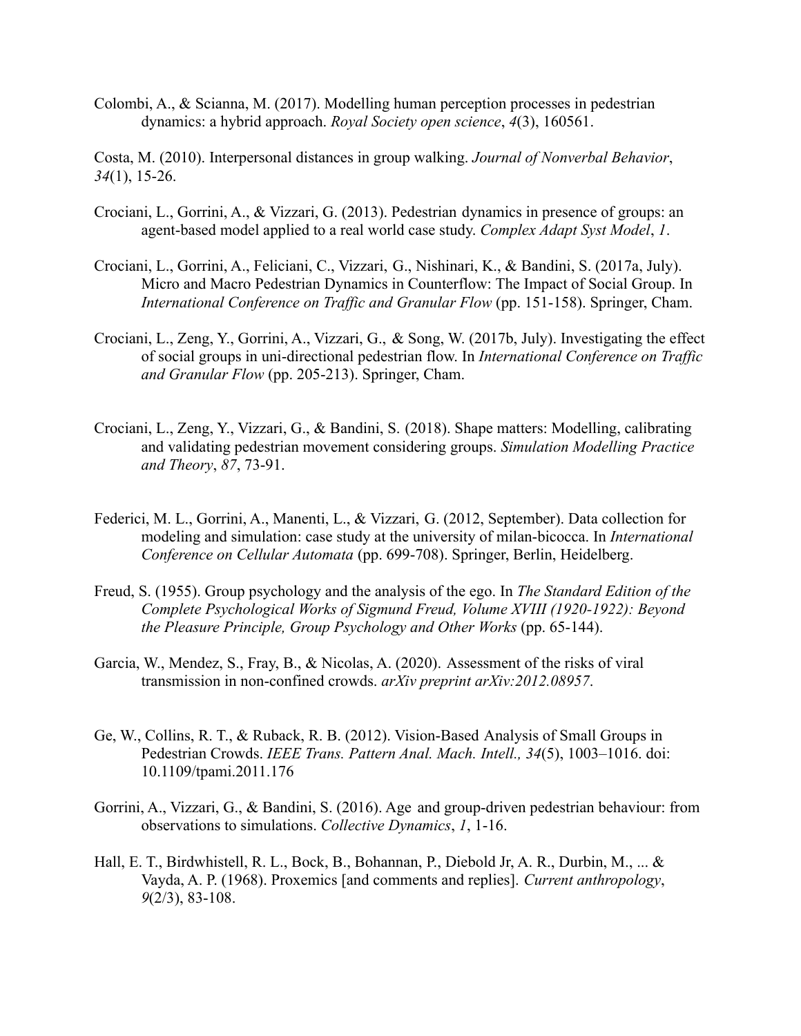Colombi, A., & Scianna, M. (2017). Modelling human perception processes in pedestrian dynamics: a hybrid approach. *Royal Society open science*, *4*(3), 160561.

Costa, M. (2010). Interpersonal distances in group walking. *Journal of Nonverbal Behavior*, *34*(1), 15-26.

Crociani, L., Gorrini, A., & Vizzari, G. (2013). Pedestrian dynamics in presence of groups: an agent-based model applied to a real world case study. *Complex Adapt Syst Model*, *1*.

Crociani, L., Gorrini, A., Feliciani, C., Vizzari, G., Nishinari, K., & Bandini, S. (2017a, July). Micro and Macro Pedestrian Dynamics in Counterflow: The Impact of Social Group. In *International Conference on Traffic and Granular Flow* (pp. 151-158). Springer, Cham.

Crociani, L., Zeng, Y., Gorrini, A., Vizzari, G., & Song, W. (2017b, July). Investigating the effect of social groups in uni-directional pedestrian flow. In *International Conference on Traffic and Granular Flow* (pp. 205-213). Springer, Cham.

Crociani, L., Zeng, Y., Vizzari, G., & Bandini, S. (2018). Shape matters: Modelling, calibrating and validating pedestrian movement considering groups. *Simulation Modelling Practice and Theory*, *87*, 73-91.

Federici, M. L., Gorrini, A., Manenti, L., & Vizzari, G. (2012, September). Data collection for modeling and simulation: case study at the university of milan-bicocca. In *International Conference on Cellular Automata* (pp. 699-708). Springer, Berlin, Heidelberg.

Freud, S. (1955). Group psychology and the analysis of the ego. In *The Standard Edition of the Complete Psychological Works of Sigmund Freud, Volume XVIII (1920-1922): Beyond the Pleasure Principle, Group Psychology and Other Works* (pp. 65-144).

Garcia, W., Mendez, S., Fray, B., & Nicolas, A. (2020). Assessment of the risks of viral transmission in non-confined crowds. *arXiv preprint arXiv:2012.08957*.

Ge, W., Collins, R. T., & Ruback, R. B. (2012). Vision-Based Analysis of Small Groups in Pedestrian Crowds. *IEEE Trans. Pattern Anal. Mach. Intell., 34*(5), 1003–1016. doi: 10.1109/tpami.2011.176

Gorrini, A., Vizzari, G., & Bandini, S. (2016). Age and group-driven pedestrian behaviour: from observations to simulations. *Collective Dynamics*, *1*, 1-16.

Hall, E. T., Birdwhistell, R. L., Bock, B., Bohannan, P., Diebold Jr, A. R., Durbin, M., ... & Vayda, A. P. (1968). Proxemics [and comments and replies]. *Current anthropology*, *9*(2/3), 83-108.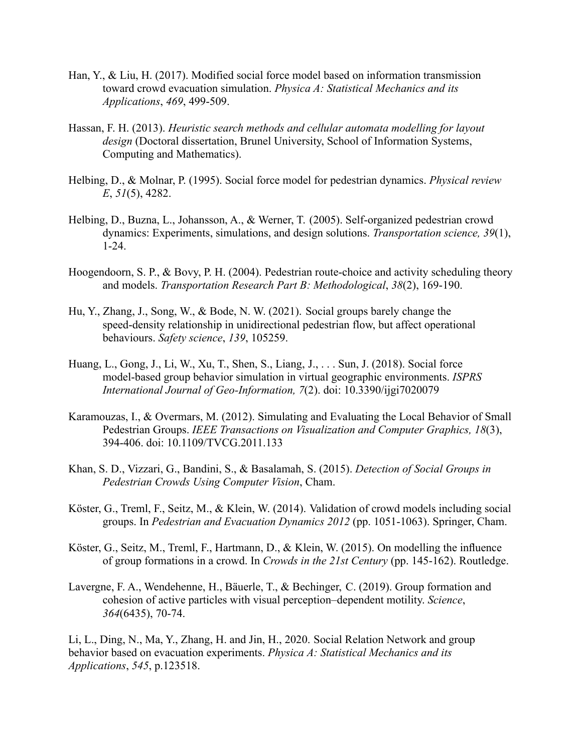Han, Y., & Liu, H. (2017). Modified social force model based on information transmission toward crowd evacuation simulation. *Physica A: Statistical Mechanics and its Applications*, *469*, 499-509.

Hassan, F. H. (2013). *Heuristic search methods and cellular automata modelling for layout design* (Doctoral dissertation, Brunel University, School of Information Systems, Computing and Mathematics).

Helbing, D., & Molnar, P. (1995). Social force model for pedestrian dynamics. *Physical review E*, *51*(5), 4282.

Helbing, D., Buzna, L., Johansson, A., & Werner, T. (2005). Self-organized pedestrian crowd dynamics: Experiments, simulations, and design solutions. *Transportation science, 39*(1), 1-24.

Hoogendoorn, S. P., & Bovy, P. H. (2004). Pedestrian route-choice and activity scheduling theory and models. *Transportation Research Part B: Methodological*, *38*(2), 169-190.

Hu, Y., Zhang, J., Song, W., & Bode, N. W. (2021). Social groups barely change the speed-density relationship in unidirectional pedestrian flow, but affect operational behaviours. *Safety science*, *139*, 105259.

Huang, L., Gong, J., Li, W., Xu, T., Shen, S., Liang, J., . . . Sun, J. (2018). Social force model-based group behavior simulation in virtual geographic environments. *ISPRS International Journal of Geo-Information, 7*(2). doi: 10.3390/ijgi7020079

Karamouzas, I., & Overmars, M. (2012). Simulating and Evaluating the Local Behavior of Small Pedestrian Groups. *IEEE Transactions on Visualization and Computer Graphics, 18*(3), 394-406. doi: 10.1109/TVCG.2011.133

Khan, S. D., Vizzari, G., Bandini, S., & Basalamah, S. (2015). *Detection of Social Groups in Pedestrian Crowds Using Computer Vision*, Cham.

Köster, G., Treml, F., Seitz, M., & Klein, W. (2014). Validation of crowd models including social groups. In *Pedestrian and Evacuation Dynamics 2012* (pp. 1051-1063). Springer, Cham.

Köster, G., Seitz, M., Treml, F., Hartmann, D., & Klein, W. (2015). On modelling the influence of group formations in a crowd. In *Crowds in the 21st Century* (pp. 145-162). Routledge.

Lavergne, F. A., Wendehenne, H., Bäuerle, T., & Bechinger, C. (2019). Group formation and cohesion of active particles with visual perception–dependent motility. *Science*, *364*(6435), 70-74.

Li, L., Ding, N., Ma, Y., Zhang, H. and Jin, H., 2020. Social Relation Network and group behavior based on evacuation experiments. *Physica A: Statistical Mechanics and its Applications*, *545*, p.123518.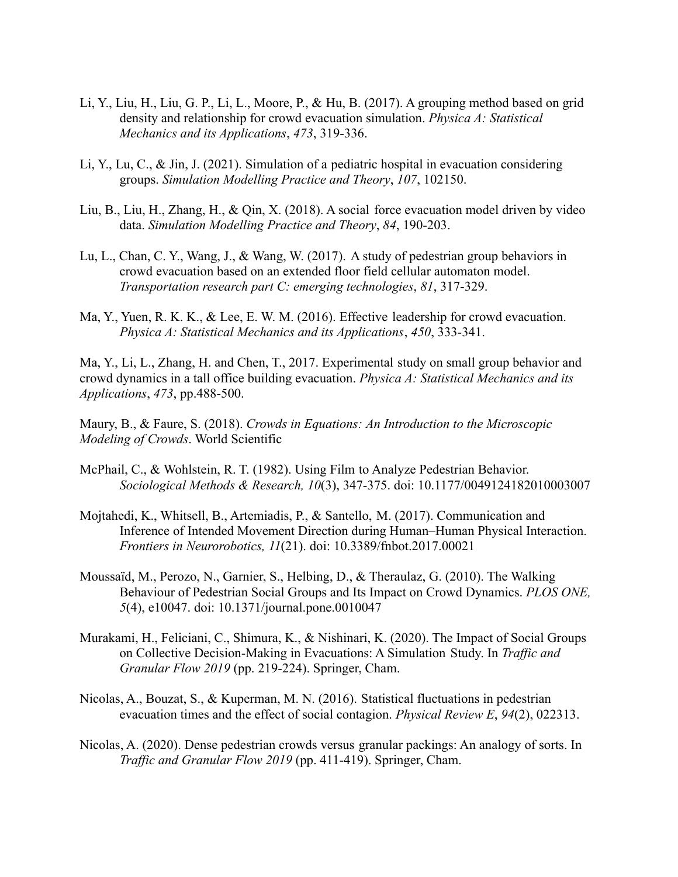Li, Y., Liu, H., Liu, G. P., Li, L., Moore, P., & Hu, B. (2017). A grouping method based on grid density and relationship for crowd evacuation simulation. *Physica A: Statistical Mechanics and its Applications*, *473*, 319-336.

Li, Y., Lu, C., & Jin, J. (2021). Simulation of a pediatric hospital in evacuation considering groups. *Simulation Modelling Practice and Theory*, *107*, 102150.

Liu, B., Liu, H., Zhang, H., & Qin, X. (2018). A social force evacuation model driven by video data. *Simulation Modelling Practice and Theory*, *84*, 190-203.

Lu, L., Chan, C. Y., Wang, J., & Wang, W. (2017). A study of pedestrian group behaviors in crowd evacuation based on an extended floor field cellular automaton model. *Transportation research part C: emerging technologies*, *81*, 317-329.

Ma, Y., Yuen, R. K. K., & Lee, E. W. M. (2016). Effective leadership for crowd evacuation. *Physica A: Statistical Mechanics and its Applications*, *450*, 333-341.

Ma, Y., Li, L., Zhang, H. and Chen, T., 2017. Experimental study on small group behavior and crowd dynamics in a tall office building evacuation. *Physica A: Statistical Mechanics and its Applications*, *473*, pp.488-500.

Maury, B., & Faure, S. (2018). *Crowds in Equations: An Introduction to the Microscopic Modeling of Crowds*. World Scientific

McPhail, C., & Wohlstein, R. T. (1982). Using Film to Analyze Pedestrian Behavior. *Sociological Methods & Research, 10*(3), 347-375. doi: 10.1177/0049124182010003007

Mojtahedi, K., Whitsell, B., Artemiadis, P., & Santello, M. (2017). Communication and Inference of Intended Movement Direction during Human–Human Physical Interaction. *Frontiers in Neurorobotics, 11*(21). doi: 10.3389/fnbot.2017.00021

Moussaïd, M., Perozo, N., Garnier, S., Helbing, D., & Theraulaz, G. (2010). The Walking Behaviour of Pedestrian Social Groups and Its Impact on Crowd Dynamics. *PLOS ONE, 5*(4), e10047. doi: 10.1371/journal.pone.0010047

Murakami, H., Feliciani, C., Shimura, K., & Nishinari, K. (2020). The Impact of Social Groups on Collective Decision-Making in Evacuations: A Simulation Study. In *Traffic and Granular Flow 2019* (pp. 219-224). Springer, Cham.

Nicolas, A., Bouzat, S., & Kuperman, M. N. (2016). Statistical fluctuations in pedestrian evacuation times and the effect of social contagion. *Physical Review E*, *94*(2), 022313.

Nicolas, A. (2020). Dense pedestrian crowds versus granular packings: An analogy of sorts. In *Traffic and Granular Flow 2019* (pp. 411-419). Springer, Cham.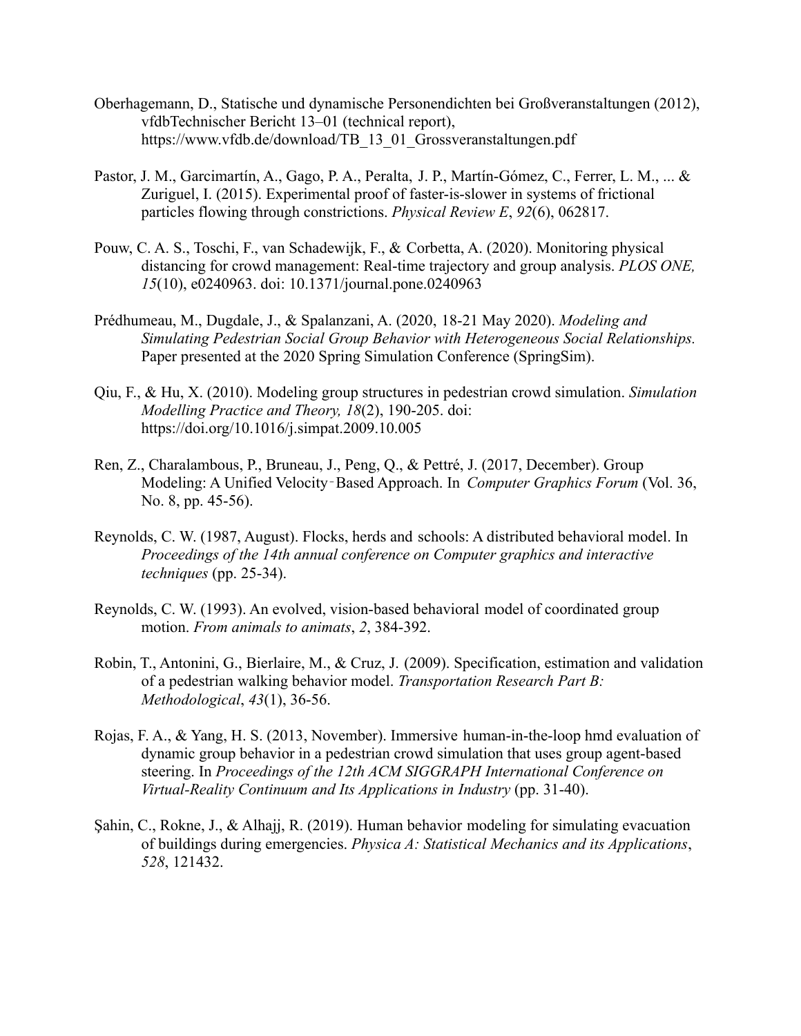Oberhagemann, D., Statische und dynamische Personendichten bei Großveranstaltungen (2012), vfdbTechnischer Bericht 13–01 (technical report), https://www.vfdb.de/download/TB_13_01_Grossveranstaltungen.pdf

Pastor, J. M., Garcimartín, A., Gago, P. A., Peralta, J. P., Martín-Gómez, C., Ferrer, L. M., ... & Zuriguel, I. (2015). Experimental proof of faster-is-slower in systems of frictional particles flowing through constrictions. *Physical Review E*, *92*(6), 062817.

Pouw, C. A. S., Toschi, F., van Schadewijk, F., & Corbetta, A. (2020). Monitoring physical distancing for crowd management: Real-time trajectory and group analysis. *PLOS ONE, 15*(10), e0240963. doi: 10.1371/journal.pone.0240963

Prédhumeau, M., Dugdale, J., & Spalanzani, A. (2020, 18-21 May 2020). *Modeling and Simulating Pedestrian Social Group Behavior with Heterogeneous Social Relationships.* Paper presented at the 2020 Spring Simulation Conference (SpringSim).

Qiu, F., & Hu, X. (2010). Modeling group structures in pedestrian crowd simulation. *Simulation Modelling Practice and Theory, 18*(2), 190-205. doi: https://doi.org/10.1016/j.simpat.2009.10.005

Ren, Z., Charalambous, P., Bruneau, J., Peng, Q., & Pettré, J. (2017, December). Group Modeling: A Unified Velocity‐Based Approach. In *Computer Graphics Forum* (Vol. 36, No. 8, pp. 45-56).

Reynolds, C. W. (1987, August). Flocks, herds and schools: A distributed behavioral model. In *Proceedings of the 14th annual conference on Computer graphics and interactive techniques* (pp. 25-34).

Reynolds, C. W. (1993). An evolved, vision-based behavioral model of coordinated group motion. *From animals to animats*, *2*, 384-392.

Robin, T., Antonini, G., Bierlaire, M., & Cruz, J. (2009). Specification, estimation and validation of a pedestrian walking behavior model. *Transportation Research Part B: Methodological*, *43*(1), 36-56.

Rojas, F. A., & Yang, H. S. (2013, November). Immersive human-in-the-loop hmd evaluation of dynamic group behavior in a pedestrian crowd simulation that uses group agent-based steering. In *Proceedings of the 12th ACM SIGGRAPH International Conference on Virtual-Reality Continuum and Its Applications in Industry* (pp. 31-40).

Şahin, C., Rokne, J., & Alhajj, R. (2019). Human behavior modeling for simulating evacuation of buildings during emergencies. *Physica A: Statistical Mechanics and its Applications*, *528*, 121432.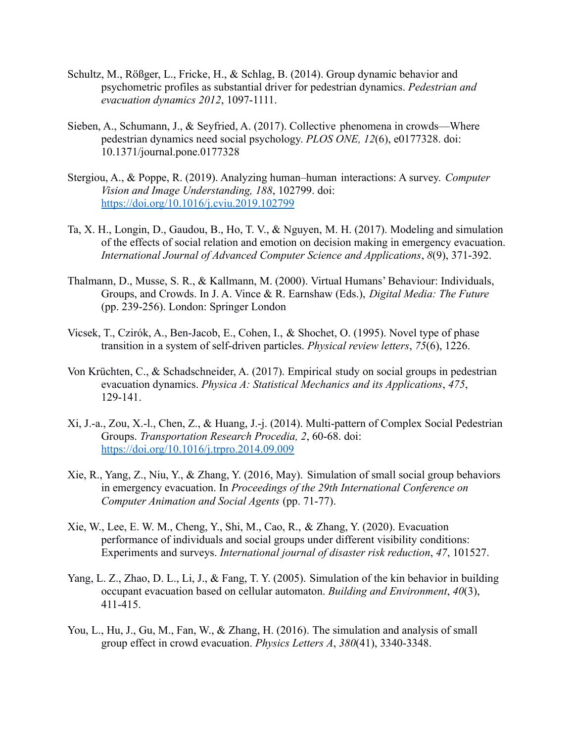Schultz, M., Rößger, L., Fricke, H., & Schlag, B. (2014). Group dynamic behavior and psychometric profiles as substantial driver for pedestrian dynamics. *Pedestrian and evacuation dynamics 2012*, 1097-1111.

Sieben, A., Schumann, J., & Seyfried, A. (2017). Collective phenomena in crowds—Where pedestrian dynamics need social psychology. *PLOS ONE, 12*(6), e0177328. doi: 10.1371/journal.pone.0177328

Stergiou, A., & Poppe, R. (2019). Analyzing human–human interactions: A survey. *Computer Vision and Image Understanding, 188*, 102799. doi: https://doi.org/10.1016/j.cviu.2019.102799

Ta, X. H., Longin, D., Gaudou, B., Ho, T. V., & Nguyen, M. H. (2017). Modeling and simulation of the effects of social relation and emotion on decision making in emergency evacuation. *International Journal of Advanced Computer Science and Applications*, *8*(9), 371-392.

Thalmann, D., Musse, S. R., & Kallmann, M. (2000). Virtual Humans' Behaviour: Individuals, Groups, and Crowds. In J. A. Vince & R. Earnshaw (Eds.), *Digital Media: The Future* (pp. 239-256). London: Springer London

Vicsek, T., Czirók, A., Ben-Jacob, E., Cohen, I., & Shochet, O. (1995). Novel type of phase transition in a system of self-driven particles. *Physical review letters*, *75*(6), 1226.

Von Krüchten, C., & Schadschneider, A. (2017). Empirical study on social groups in pedestrian evacuation dynamics. *Physica A: Statistical Mechanics and its Applications*, *475*, 129-141.

Xi, J.-a., Zou, X.-l., Chen, Z., & Huang, J.-j. (2014). Multi-pattern of Complex Social Pedestrian Groups. *Transportation Research Procedia, 2*, 60-68. doi: https://doi.org/10.1016/j.trpro.2014.09.009

Xie, R., Yang, Z., Niu, Y., & Zhang, Y. (2016, May). Simulation of small social group behaviors in emergency evacuation. In *Proceedings of the 29th International Conference on Computer Animation and Social Agents* (pp. 71-77).

Xie, W., Lee, E. W. M., Cheng, Y., Shi, M., Cao, R., & Zhang, Y. (2020). Evacuation performance of individuals and social groups under different visibility conditions: Experiments and surveys. *International journal of disaster risk reduction*, *47*, 101527.

Yang, L. Z., Zhao, D. L., Li, J., & Fang, T. Y. (2005). Simulation of the kin behavior in building occupant evacuation based on cellular automaton. *Building and Environment*, *40*(3), 411-415.

You, L., Hu, J., Gu, M., Fan, W., & Zhang, H. (2016). The simulation and analysis of small group effect in crowd evacuation. *Physics Letters A*, *380*(41), 3340-3348.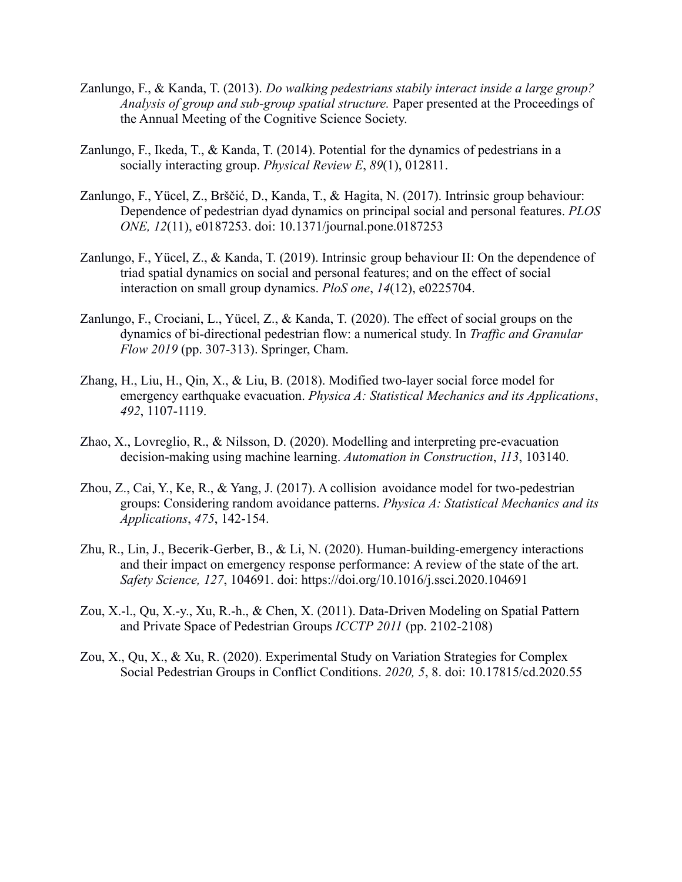Zanlungo, F., & Kanda, T. (2013). *Do walking pedestrians stabily interact inside a large group? Analysis of group and sub-group spatial structure.* Paper presented at the Proceedings of the Annual Meeting of the Cognitive Science Society.

Zanlungo, F., Ikeda, T., & Kanda, T. (2014). Potential for the dynamics of pedestrians in a socially interacting group. *Physical Review E*, *89*(1), 012811.

Zanlungo, F., Yücel, Z., Brščić, D., Kanda, T., & Hagita, N. (2017). Intrinsic group behaviour: Dependence of pedestrian dyad dynamics on principal social and personal features. *PLOS ONE, 12*(11), e0187253. doi: 10.1371/journal.pone.0187253

Zanlungo, F., Yücel, Z., & Kanda, T. (2019). Intrinsic group behaviour II: On the dependence of triad spatial dynamics on social and personal features; and on the effect of social interaction on small group dynamics. *PloS one*, *14*(12), e0225704.

Zanlungo, F., Crociani, L., Yücel, Z., & Kanda, T. (2020). The effect of social groups on the dynamics of bi-directional pedestrian flow: a numerical study. In *Traffic and Granular Flow 2019* (pp. 307-313). Springer, Cham.

Zhang, H., Liu, H., Qin, X., & Liu, B. (2018). Modified two-layer social force model for emergency earthquake evacuation. *Physica A: Statistical Mechanics and its Applications*, *492*, 1107-1119.

Zhao, X., Lovreglio, R., & Nilsson, D. (2020). Modelling and interpreting pre-evacuation decision-making using machine learning. *Automation in Construction*, *113*, 103140.

Zhou, Z., Cai, Y., Ke, R., & Yang, J. (2017). A collision avoidance model for two-pedestrian groups: Considering random avoidance patterns. *Physica A: Statistical Mechanics and its Applications*, *475*, 142-154.

Zhu, R., Lin, J., Becerik-Gerber, B., & Li, N. (2020). Human-building-emergency interactions and their impact on emergency response performance: A review of the state of the art. *Safety Science, 127*, 104691. doi: https://doi.org/10.1016/j.ssci.2020.104691

Zou, X.-l., Qu, X.-y., Xu, R.-h., & Chen, X. (2011). Data-Driven Modeling on Spatial Pattern and Private Space of Pedestrian Groups *ICCTP 2011* (pp. 2102-2108)

Zou, X., Qu, X., & Xu, R. (2020). Experimental Study on Variation Strategies for Complex Social Pedestrian Groups in Conflict Conditions. *2020, 5*, 8. doi: 10.17815/cd.2020.55